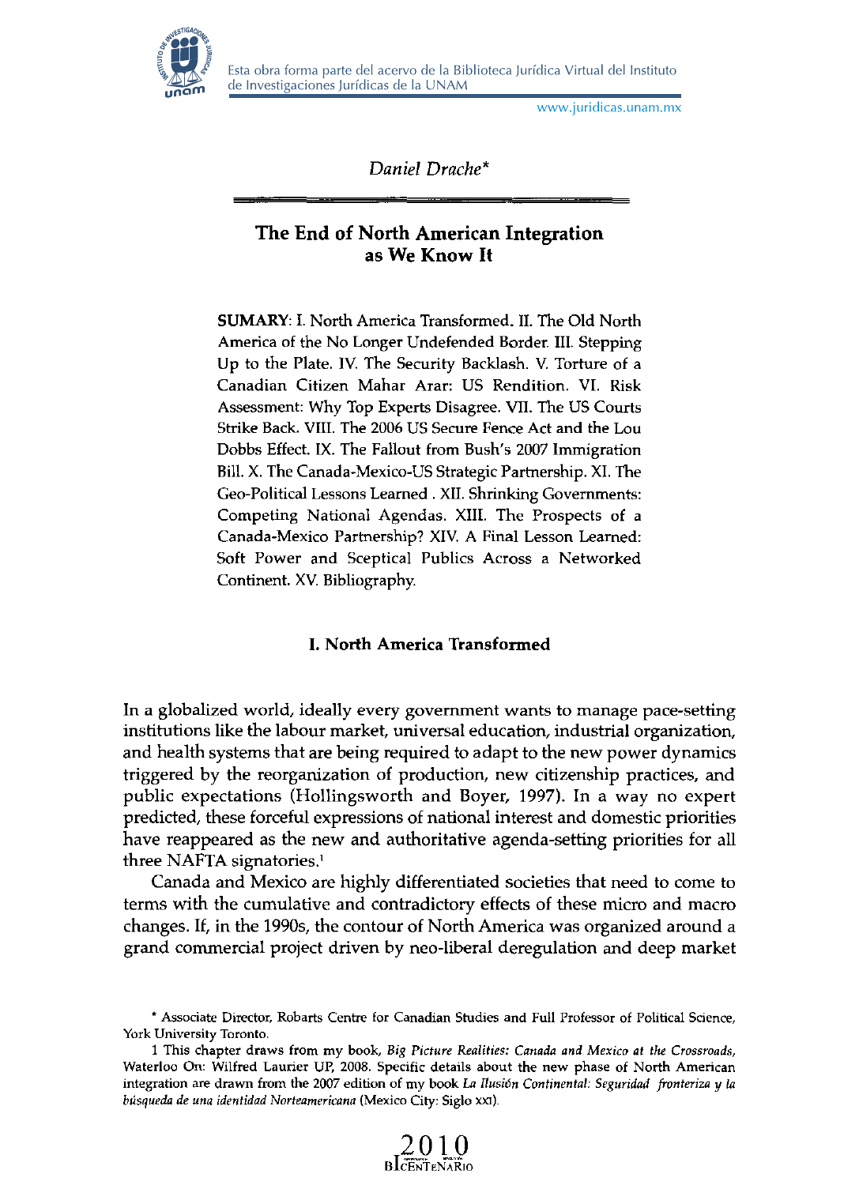*Daniel Drache*[*]

# The End of North American Integration as We Know It

**SUMARY**: I. North America Transformed. II. The Old North America of the No Longer Undefended Border. III. Stepping Up to the Plate. IV. The Security Backlash. V. Torture of a Canadian Citizen Mahar Arar: US Rendition. VI. Risk Assessment: Why Top Experts Disagree. VII. The US Courts Strike Back. VIII. The 2006 US Secure Fence Act and the Lou Dobbs Effect. IX. The Fallout from Bush's 2007 Immigration Bill. X. The Canada-Mexico-US Strategic Partnership. XI. The Geo-Political Lessons Learned . XII. Shrinking Governments: Competing National Agendas. XIII. The Prospects of a Canada-Mexico Partnership? XIV. A Final Lesson Learned: Soft Power and Sceptical Publics Across a Networked Continent. XV. Bibliography.

## I. North America Transformed

In a globalized world, ideally every government wants to manage pace-setting institutions like the labour market, universal education, industrial organization, and health systems that are being required to adapt to the new power dynamics triggered by the reorganization of production, new citizenship practices, and public expectations (Hollingsworth and Boyer, 1997). In a way no expert predicted, these forceful expressions of national interest and domestic priorities have reappeared as the new and authoritative agenda-setting priorities for all three NAFTA signatories.[1]

Canada and Mexico are highly differentiated societies that need to come to terms with the cumulative and contradictory effects of these micro and macro changes. If, in the 1990s, the contour of North America was organized around a grand commercial project driven by neo-liberal deregulation and deep market

---

[*] Associate Director, Robarts Centre for Canadian Studies and Full Professor of Political Science, York University Toronto.

[1] This chapter draws from my book, *Big Picture Realities: Canada and Mexico at the Crossroads*, Waterloo On: Wilfred Laurier UP, 2008. Specific details about the new phase of North American integration are drawn from the 2007 edition of my book *La Ilusión Continental: Seguridad fronteriza y la búsqueda de una identidad Norteamericana* (Mexico City: Siglo XXI).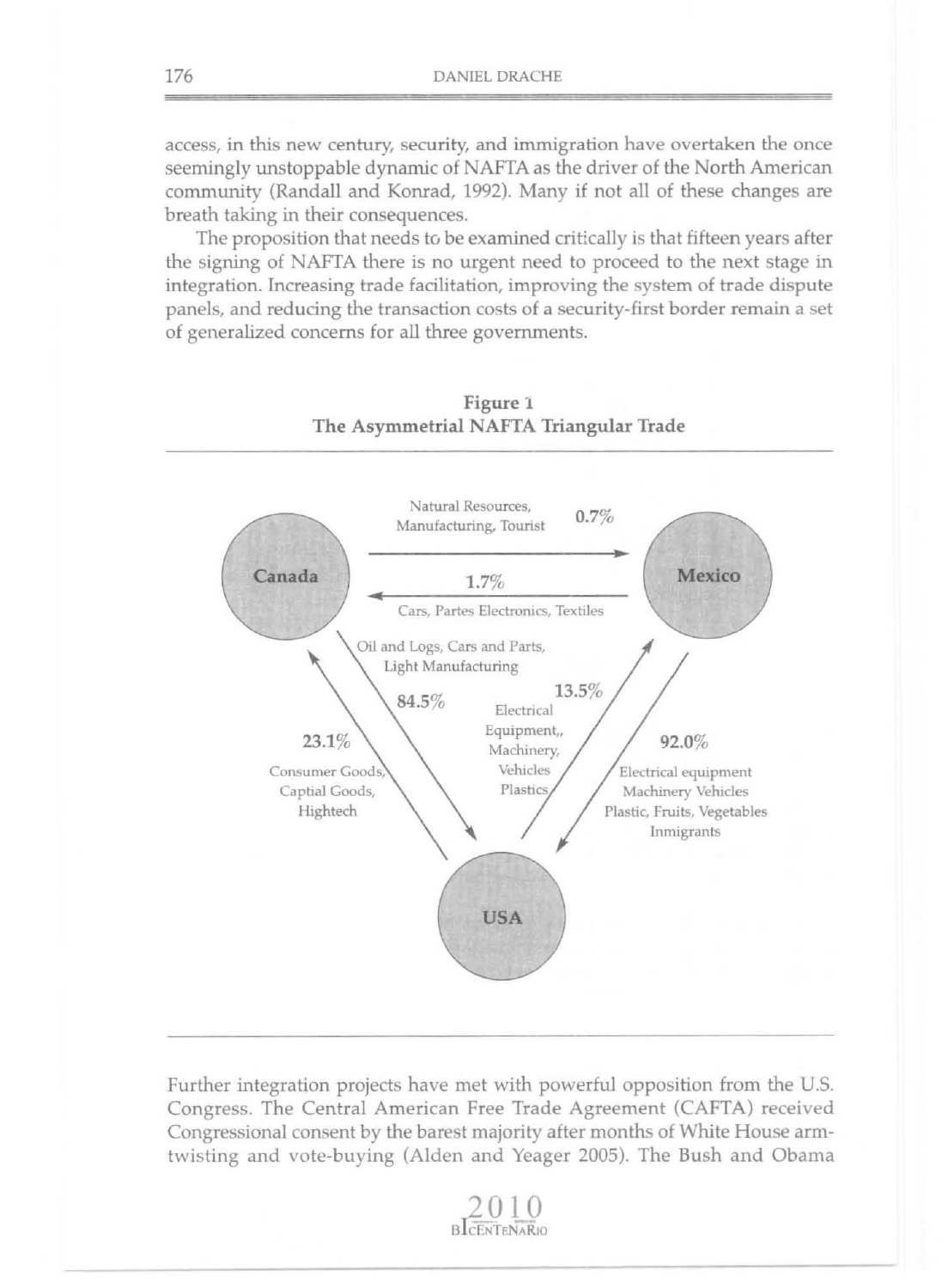access, in this new century, security, and immigration have overtaken the once seemingly unstoppable dynamic of NAFTA as the driver of the North American community (Randall and Konrad, 1992). Many if not all of these changes are breath taking in their consequences.

The proposition that needs to be examined critically is that fifteen years after the signing of NAFTA there is no urgent need to proceed to the next stage in integration. Increasing trade facilitation, improving the system of trade dispute panels, and reducing the transaction costs of a security-first border remain a set of generalized concerns for all three governments.

**Figure 1**
**The Asymmetrial NAFTA Triangular Trade**

Canada → Mexico: Natural Resources, Manufacturing, Tourist 0.7%

Mexico → Canada: 1.7% Cars, Partes Electronics, Textiles

Canada → USA: Oil and Logs, Cars and Parts, Light Manufacturing 84.5%

USA → Canada: 23.1% Consumer Goods, Captial Goods, Hightech

USA → Mexico: 13.5% Electrical Equipment,, Machinery, Vehicles Plastics

Mexico → USA: 92.0% Electrical equipment Machinery Vehicles Plastic, Fruits, Vegetables Inmigrants

Further integration projects have met with powerful opposition from the U.S. Congress. The Central American Free Trade Agreement (CAFTA) received Congressional consent by the barest majority after months of White House arm-twisting and vote-buying (Alden and Yeager 2005). The Bush and Obama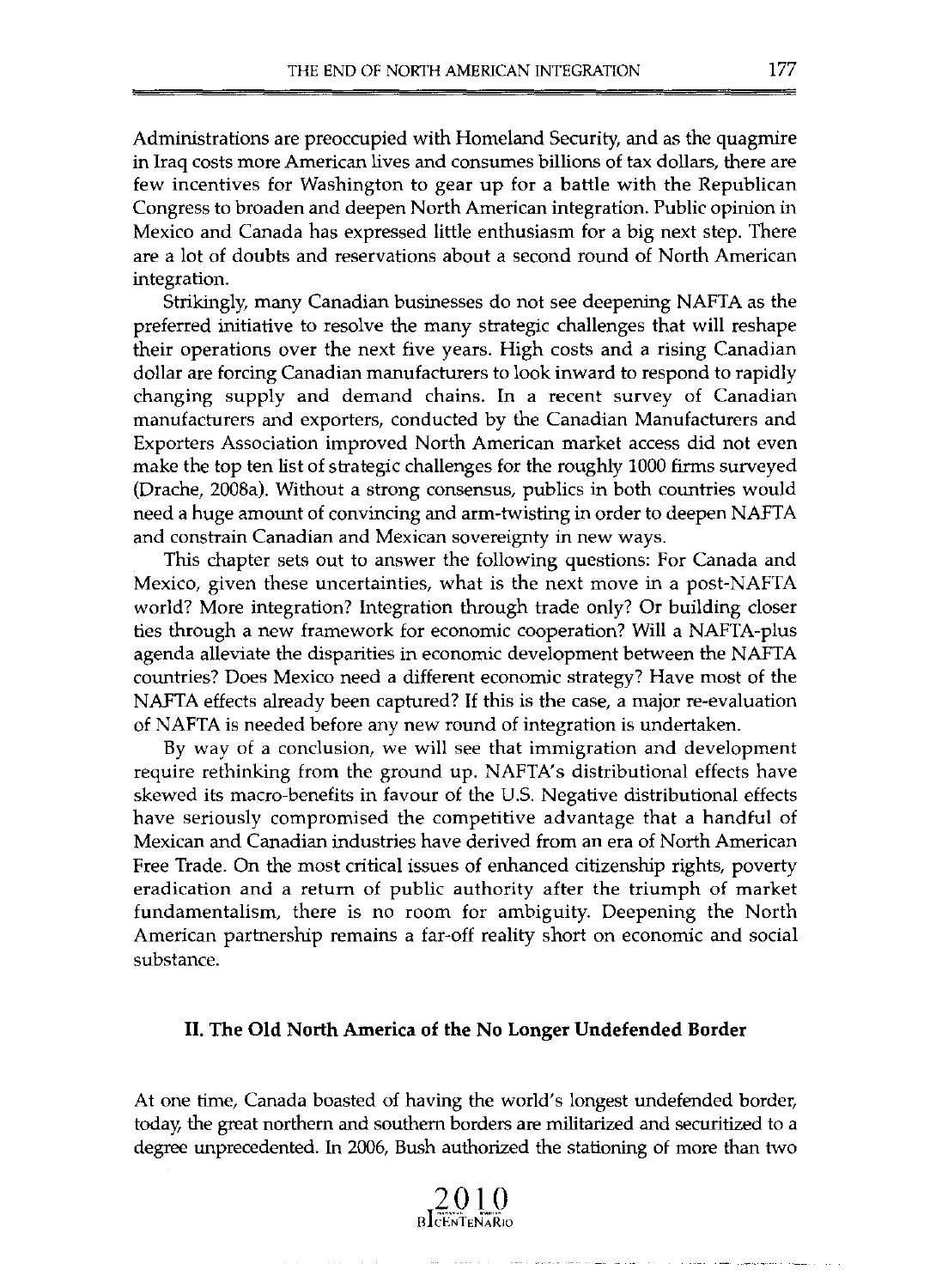Administrations are preoccupied with Homeland Security, and as the quagmire in Iraq costs more American lives and consumes billions of tax dollars, there are few incentives for Washington to gear up for a battle with the Republican Congress to broaden and deepen North American integration. Public opinion in Mexico and Canada has expressed little enthusiasm for a big next step. There are a lot of doubts and reservations about a second round of North American integration.

Strikingly, many Canadian businesses do not see deepening NAFTA as the preferred initiative to resolve the many strategic challenges that will reshape their operations over the next five years. High costs and a rising Canadian dollar are forcing Canadian manufacturers to look inward to respond to rapidly changing supply and demand chains. In a recent survey of Canadian manufacturers and exporters, conducted by the Canadian Manufacturers and Exporters Association improved North American market access did not even make the top ten list of strategic challenges for the roughly 1000 firms surveyed (Drache, 2008a). Without a strong consensus, publics in both countries would need a huge amount of convincing and arm-twisting in order to deepen NAFTA and constrain Canadian and Mexican sovereignty in new ways.

This chapter sets out to answer the following questions: For Canada and Mexico, given these uncertainties, what is the next move in a post-NAFTA world? More integration? Integration through trade only? Or building closer ties through a new framework for economic cooperation? Will a NAFTA-plus agenda alleviate the disparities in economic development between the NAFTA countries? Does Mexico need a different economic strategy? Have most of the NAFTA effects already been captured? If this is the case, a major re-evaluation of NAFTA is needed before any new round of integration is undertaken.

By way of a conclusion, we will see that immigration and development require rethinking from the ground up. NAFTA's distributional effects have skewed its macro-benefits in favour of the U.S. Negative distributional effects have seriously compromised the competitive advantage that a handful of Mexican and Canadian industries have derived from an era of North American Free Trade. On the most critical issues of enhanced citizenship rights, poverty eradication and a return of public authority after the triumph of market fundamentalism, there is no room for ambiguity. Deepening the North American partnership remains a far-off reality short on economic and social substance.

## II. The Old North America of the No Longer Undefended Border

At one time, Canada boasted of having the world's longest undefended border, today, the great northern and southern borders are militarized and securitized to a degree unprecedented. In 2006, Bush authorized the stationing of more than two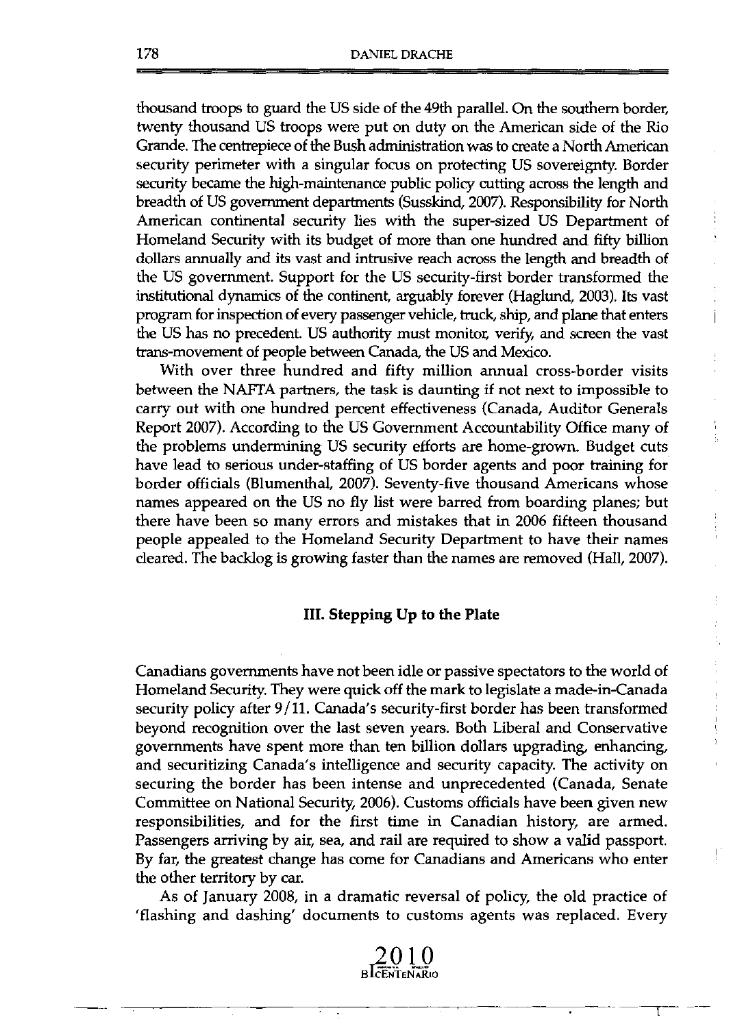thousand troops to guard the US side of the 49th parallel. On the southern border, twenty thousand US troops were put on duty on the American side of the Rio Grande. The centrepiece of the Bush administration was to create a North American security perimeter with a singular focus on protecting US sovereignty. Border security became the high-maintenance public policy cutting across the length and breadth of US government departments (Susskind, 2007). Responsibility for North American continental security lies with the super-sized US Department of Homeland Security with its budget of more than one hundred and fifty billion dollars annually and its vast and intrusive reach across the length and breadth of the US government. Support for the US security-first border transformed the institutional dynamics of the continent, arguably forever (Haglund, 2003). Its vast program for inspection of every passenger vehicle, truck, ship, and plane that enters the US has no precedent. US authority must monitor, verify, and screen the vast trans-movement of people between Canada, the US and Mexico.

With over three hundred and fifty million annual cross-border visits between the NAFTA partners, the task is daunting if not next to impossible to carry out with one hundred percent effectiveness (Canada, Auditor Generals Report 2007). According to the US Government Accountability Office many of the problems undermining US security efforts are home-grown. Budget cuts have lead to serious under-staffing of US border agents and poor training for border officials (Blumenthal, 2007). Seventy-five thousand Americans whose names appeared on the US no fly list were barred from boarding planes; but there have been so many errors and mistakes that in 2006 fifteen thousand people appealed to the Homeland Security Department to have their names cleared. The backlog is growing faster than the names are removed (Hall, 2007).

### III. Stepping Up to the Plate

Canadians governments have not been idle or passive spectators to the world of Homeland Security. They were quick off the mark to legislate a made-in-Canada security policy after 9/11. Canada's security-first border has been transformed beyond recognition over the last seven years. Both Liberal and Conservative governments have spent more than ten billion dollars upgrading, enhancing, and securitizing Canada's intelligence and security capacity. The activity on securing the border has been intense and unprecedented (Canada, Senate Committee on National Security, 2006). Customs officials have been given new responsibilities, and for the first time in Canadian history, are armed. Passengers arriving by air, sea, and rail are required to show a valid passport. By far, the greatest change has come for Canadians and Americans who enter the other territory by car.

As of January 2008, in a dramatic reversal of policy, the old practice of 'flashing and dashing' documents to customs agents was replaced. Every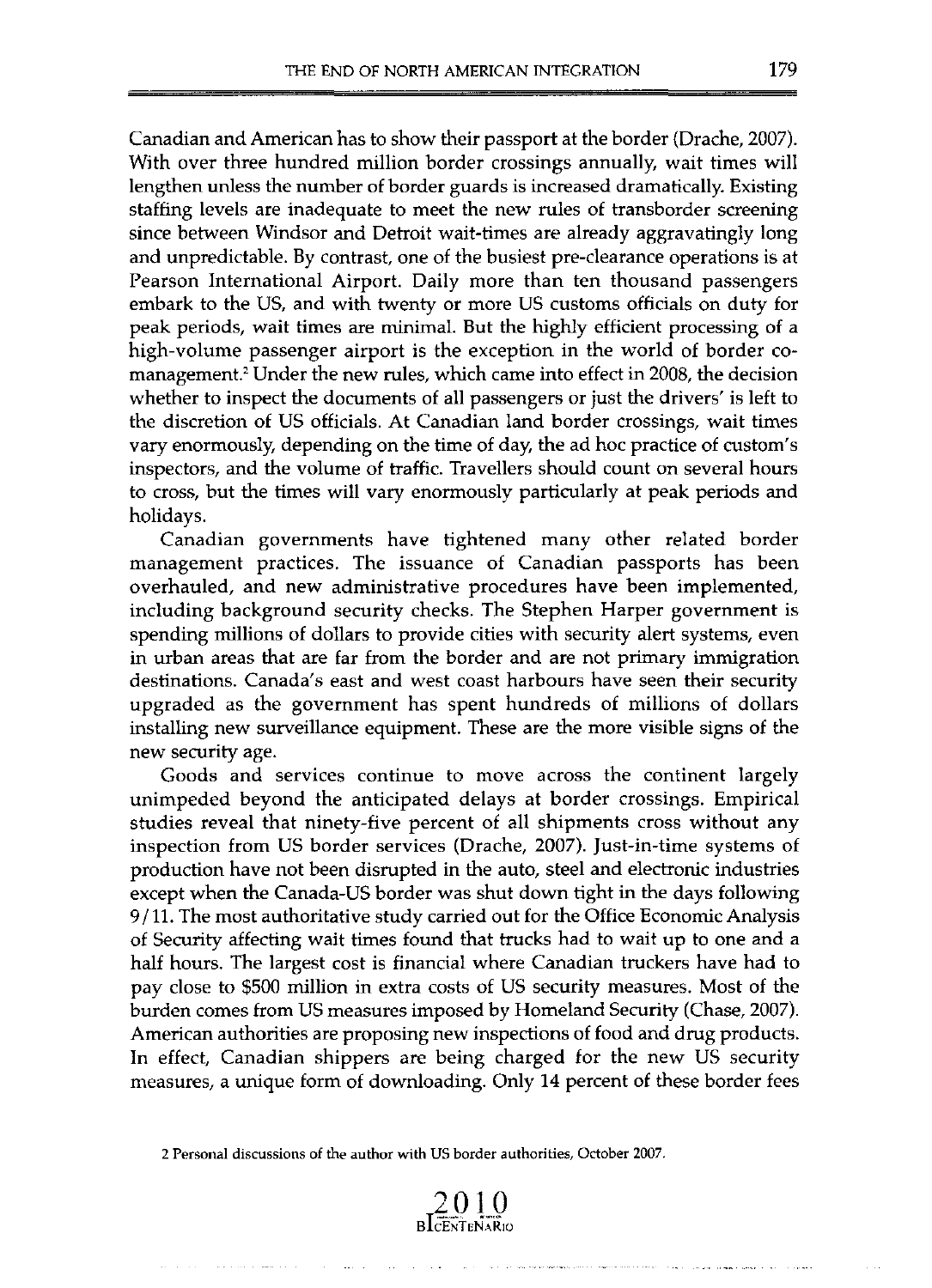Canadian and American has to show their passport at the border (Drache, 2007). With over three hundred million border crossings annually, wait times will lengthen unless the number of border guards is increased dramatically. Existing staffing levels are inadequate to meet the new rules of transborder screening since between Windsor and Detroit wait-times are already aggravatingly long and unpredictable. By contrast, one of the busiest pre-clearance operations is at Pearson International Airport. Daily more than ten thousand passengers embark to the US, and with twenty or more US customs officials on duty for peak periods, wait times are minimal. But the highly efficient processing of a high-volume passenger airport is the exception in the world of border co-management.[2] Under the new rules, which came into effect in 2008, the decision whether to inspect the documents of all passengers or just the drivers' is left to the discretion of US officials. At Canadian land border crossings, wait times vary enormously, depending on the time of day, the ad hoc practice of custom's inspectors, and the volume of traffic. Travellers should count on several hours to cross, but the times will vary enormously particularly at peak periods and holidays.

Canadian governments have tightened many other related border management practices. The issuance of Canadian passports has been overhauled, and new administrative procedures have been implemented, including background security checks. The Stephen Harper government is spending millions of dollars to provide cities with security alert systems, even in urban areas that are far from the border and are not primary immigration destinations. Canada's east and west coast harbours have seen their security upgraded as the government has spent hundreds of millions of dollars installing new surveillance equipment. These are the more visible signs of the new security age.

Goods and services continue to move across the continent largely unimpeded beyond the anticipated delays at border crossings. Empirical studies reveal that ninety-five percent of all shipments cross without any inspection from US border services (Drache, 2007). Just-in-time systems of production have not been disrupted in the auto, steel and electronic industries except when the Canada-US border was shut down tight in the days following 9/11. The most authoritative study carried out for the Office Economic Analysis of Security affecting wait times found that trucks had to wait up to one and a half hours. The largest cost is financial where Canadian truckers have had to pay close to $500 million in extra costs of US security measures. Most of the burden comes from US measures imposed by Homeland Security (Chase, 2007). American authorities are proposing new inspections of food and drug products. In effect, Canadian shippers are being charged for the new US security measures, a unique form of downloading. Only 14 percent of these border fees

2 Personal discussions of the author with US border authorities, October 2007.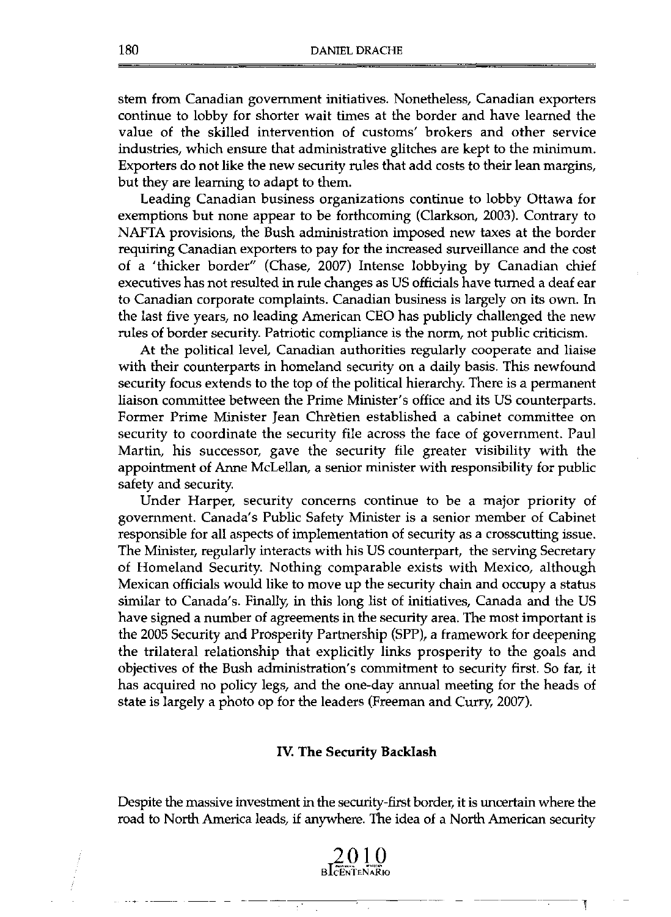stem from Canadian government initiatives. Nonetheless, Canadian exporters continue to lobby for shorter wait times at the border and have learned the value of the skilled intervention of customs' brokers and other service industries, which ensure that administrative glitches are kept to the minimum. Exporters do not like the new security rules that add costs to their lean margins, but they are learning to adapt to them.

Leading Canadian business organizations continue to lobby Ottawa for exemptions but none appear to be forthcoming (Clarkson, 2003). Contrary to NAFTA provisions, the Bush administration imposed new taxes at the border requiring Canadian exporters to pay for the increased surveillance and the cost of a 'thicker border" (Chase, 2007) Intense lobbying by Canadian chief executives has not resulted in rule changes as US officials have turned a deaf ear to Canadian corporate complaints. Canadian business is largely on its own. In the last five years, no leading American CEO has publicly challenged the new rules of border security. Patriotic compliance is the norm, not public criticism.

At the political level, Canadian authorities regularly cooperate and liaise with their counterparts in homeland security on a daily basis. This newfound security focus extends to the top of the political hierarchy. There is a permanent liaison committee between the Prime Minister's office and its US counterparts. Former Prime Minister Jean Chrètien established a cabinet committee on security to coordinate the security file across the face of government. Paul Martin, his successor, gave the security file greater visibility with the appointment of Anne McLellan, a senior minister with responsibility for public safety and security.

Under Harper, security concerns continue to be a major priority of government. Canada's Public Safety Minister is a senior member of Cabinet responsible for all aspects of implementation of security as a crosscutting issue. The Minister, regularly interacts with his US counterpart, the serving Secretary of Homeland Security. Nothing comparable exists with Mexico, although Mexican officials would like to move up the security chain and occupy a status similar to Canada's. Finally, in this long list of initiatives, Canada and the US have signed a number of agreements in the security area. The most important is the 2005 Security and Prosperity Partnership (SPP), a framework for deepening the trilateral relationship that explicitly links prosperity to the goals and objectives of the Bush administration's commitment to security first. So far, it has acquired no policy legs, and the one-day annual meeting for the heads of state is largely a photo op for the leaders (Freeman and Curry, 2007).

## IV. The Security Backlash

Despite the massive investment in the security-first border, it is uncertain where the road to North America leads, if anywhere. The idea of a North American security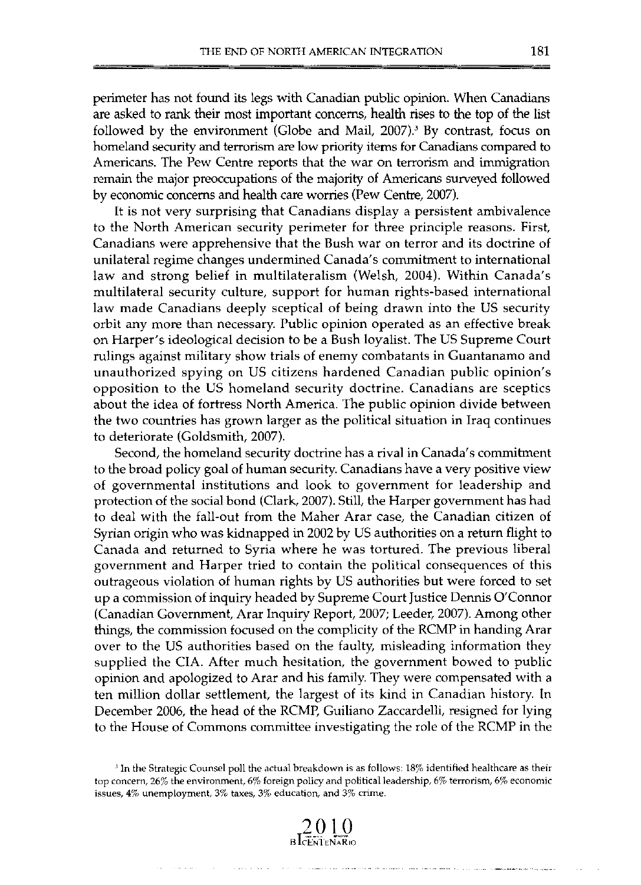perimeter has not found its legs with Canadian public opinion. When Canadians are asked to rank their most important concerns, health rises to the top of the list followed by the environment (Globe and Mail, 2007).[3] By contrast, focus on homeland security and terrorism are low priority items for Canadians compared to Americans. The Pew Centre reports that the war on terrorism and immigration remain the major preoccupations of the majority of Americans surveyed followed by economic concerns and health care worries (Pew Centre, 2007).

It is not very surprising that Canadians display a persistent ambivalence to the North American security perimeter for three principle reasons. First, Canadians were apprehensive that the Bush war on terror and its doctrine of unilateral regime changes undermined Canada's commitment to international law and strong belief in multilateralism (Welsh, 2004). Within Canada's multilateral security culture, support for human rights-based international law made Canadians deeply sceptical of being drawn into the US security orbit any more than necessary. Public opinion operated as an effective break on Harper's ideological decision to be a Bush loyalist. The US Supreme Court rulings against military show trials of enemy combatants in Guantanamo and unauthorized spying on US citizens hardened Canadian public opinion's opposition to the US homeland security doctrine. Canadians are sceptics about the idea of fortress North America. The public opinion divide between the two countries has grown larger as the political situation in Iraq continues to deteriorate (Goldsmith, 2007).

Second, the homeland security doctrine has a rival in Canada's commitment to the broad policy goal of human security. Canadians have a very positive view of governmental institutions and look to government for leadership and protection of the social bond (Clark, 2007). Still, the Harper government has had to deal with the fall-out from the Maher Arar case, the Canadian citizen of Syrian origin who was kidnapped in 2002 by US authorities on a return flight to Canada and returned to Syria where he was tortured. The previous liberal government and Harper tried to contain the political consequences of this outrageous violation of human rights by US authorities but were forced to set up a commission of inquiry headed by Supreme Court Justice Dennis O'Connor (Canadian Government, Arar Inquiry Report, 2007; Leeder, 2007). Among other things, the commission focused on the complicity of the RCMP in handing Arar over to the US authorities based on the faulty, misleading information they supplied the CIA. After much hesitation, the government bowed to public opinion and apologized to Arar and his family. They were compensated with a ten million dollar settlement, the largest of its kind in Canadian history. In December 2006, the head of the RCMP, Guiliano Zaccardelli, resigned for lying to the House of Commons committee investigating the role of the RCMP in the

[3] In the Strategic Counsel poll the actual breakdown is as follows: 18% identified healthcare as their top concern, 26% the environment, 6% foreign policy and political leadership, 6% terrorism, 6% economic issues, 4% unemployment, 3% taxes, 3% education, and 3% crime.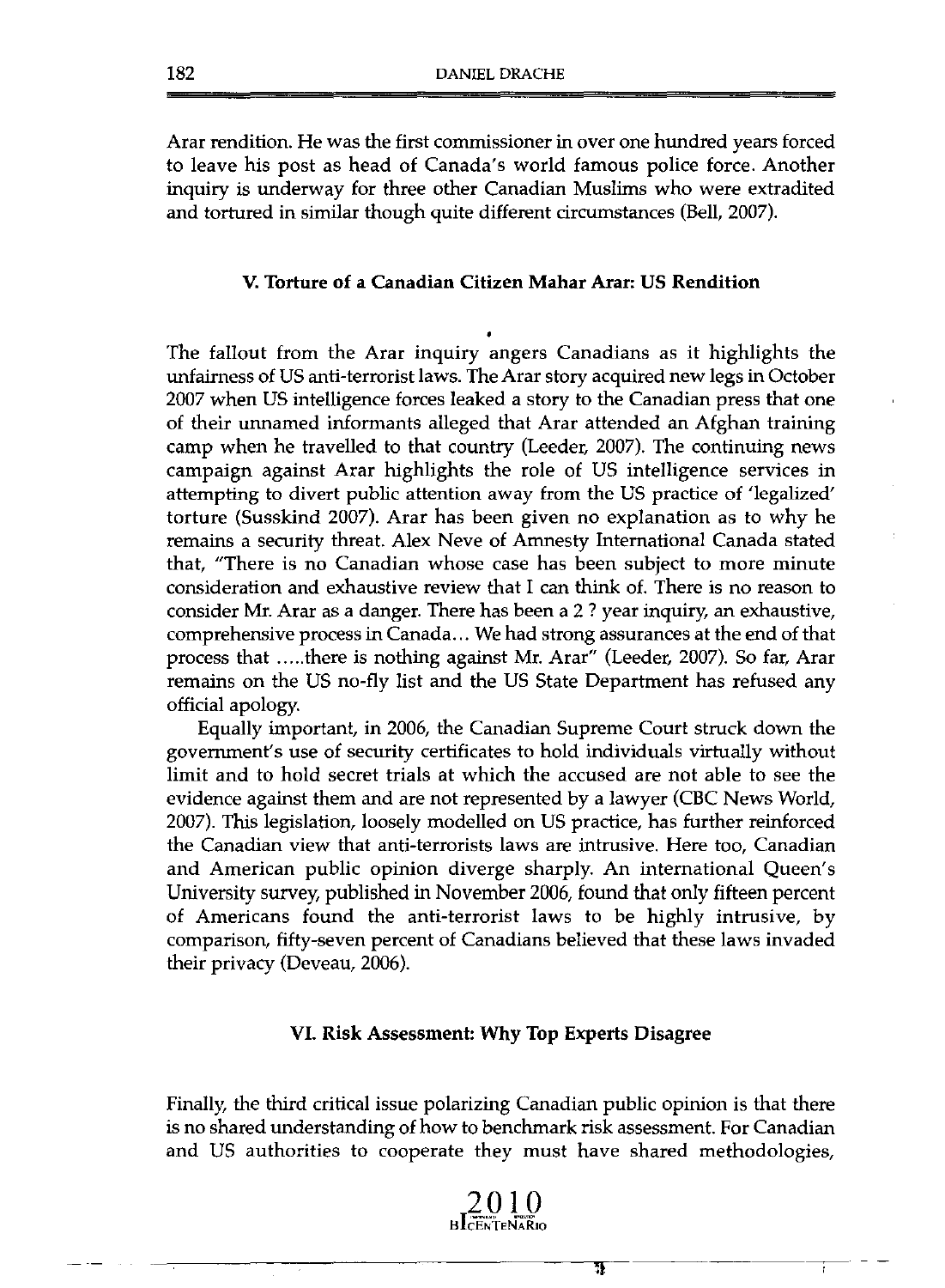Arar rendition. He was the first commissioner in over one hundred years forced to leave his post as head of Canada's world famous police force. Another inquiry is underway for three other Canadian Muslims who were extradited and tortured in similar though quite different circumstances (Bell, 2007).

### V. Torture of a Canadian Citizen Mahar Arar: US Rendition

The fallout from the Arar inquiry angers Canadians as it highlights the unfairness of US anti-terrorist laws. The Arar story acquired new legs in October 2007 when US intelligence forces leaked a story to the Canadian press that one of their unnamed informants alleged that Arar attended an Afghan training camp when he travelled to that country (Leeder, 2007). The continuing news campaign against Arar highlights the role of US intelligence services in attempting to divert public attention away from the US practice of 'legalized' torture (Susskind 2007). Arar has been given no explanation as to why he remains a security threat. Alex Neve of Amnesty International Canada stated that, "There is no Canadian whose case has been subject to more minute consideration and exhaustive review that I can think of. There is no reason to consider Mr. Arar as a danger. There has been a 2 ? year inquiry, an exhaustive, comprehensive process in Canada... We had strong assurances at the end of that process that .....there is nothing against Mr. Arar" (Leeder, 2007). So far, Arar remains on the US no-fly list and the US State Department has refused any official apology.

Equally important, in 2006, the Canadian Supreme Court struck down the government's use of security certificates to hold individuals virtually without limit and to hold secret trials at which the accused are not able to see the evidence against them and are not represented by a lawyer (CBC News World, 2007). This legislation, loosely modelled on US practice, has further reinforced the Canadian view that anti-terrorists laws are intrusive. Here too, Canadian and American public opinion diverge sharply. An international Queen's University survey, published in November 2006, found that only fifteen percent of Americans found the anti-terrorist laws to be highly intrusive, by comparison, fifty-seven percent of Canadians believed that these laws invaded their privacy (Deveau, 2006).

### VI. Risk Assessment: Why Top Experts Disagree

Finally, the third critical issue polarizing Canadian public opinion is that there is no shared understanding of how to benchmark risk assessment. For Canadian and US authorities to cooperate they must have shared methodologies,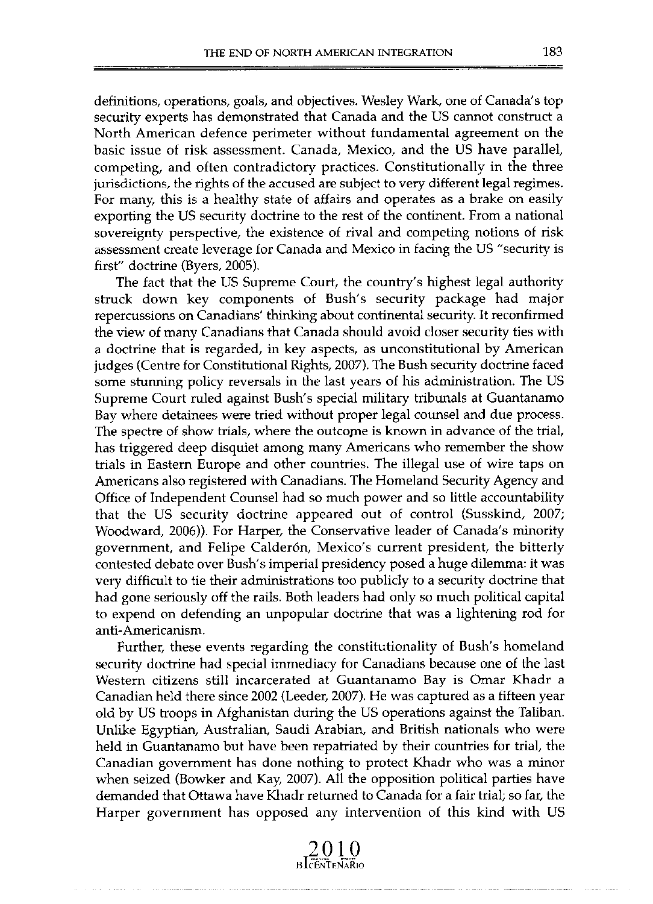definitions, operations, goals, and objectives. Wesley Wark, one of Canada's top security experts has demonstrated that Canada and the US cannot construct a North American defence perimeter without fundamental agreement on the basic issue of risk assessment. Canada, Mexico, and the US have parallel, competing, and often contradictory practices. Constitutionally in the three jurisdictions, the rights of the accused are subject to very different legal regimes. For many, this is a healthy state of affairs and operates as a brake on easily exporting the US security doctrine to the rest of the continent. From a national sovereignty perspective, the existence of rival and competing notions of risk assessment create leverage for Canada and Mexico in facing the US "security is first" doctrine (Byers, 2005).

The fact that the US Supreme Court, the country's highest legal authority struck down key components of Bush's security package had major repercussions on Canadians' thinking about continental security. It reconfirmed the view of many Canadians that Canada should avoid closer security ties with a doctrine that is regarded, in key aspects, as unconstitutional by American judges (Centre for Constitutional Rights, 2007). The Bush security doctrine faced some stunning policy reversals in the last years of his administration. The US Supreme Court ruled against Bush's special military tribunals at Guantanamo Bay where detainees were tried without proper legal counsel and due process. The spectre of show trials, where the outcome is known in advance of the trial, has triggered deep disquiet among many Americans who remember the show trials in Eastern Europe and other countries. The illegal use of wire taps on Americans also registered with Canadians. The Homeland Security Agency and Office of Independent Counsel had so much power and so little accountability that the US security doctrine appeared out of control (Susskind, 2007; Woodward, 2006)). For Harper, the Conservative leader of Canada's minority government, and Felipe Calderón, Mexico's current president, the bitterly contested debate over Bush's imperial presidency posed a huge dilemma: it was very difficult to tie their administrations too publicly to a security doctrine that had gone seriously off the rails. Both leaders had only so much political capital to expend on defending an unpopular doctrine that was a lightening rod for anti-Americanism.

Further, these events regarding the constitutionality of Bush's homeland security doctrine had special immediacy for Canadians because one of the last Western citizens still incarcerated at Guantanamo Bay is Omar Khadr a Canadian held there since 2002 (Leeder, 2007). He was captured as a fifteen year old by US troops in Afghanistan during the US operations against the Taliban. Unlike Egyptian, Australian, Saudi Arabian, and British nationals who were held in Guantanamo but have been repatriated by their countries for trial, the Canadian government has done nothing to protect Khadr who was a minor when seized (Bowker and Kay, 2007). All the opposition political parties have demanded that Ottawa have Khadr returned to Canada for a fair trial; so far, the Harper government has opposed any intervention of this kind with US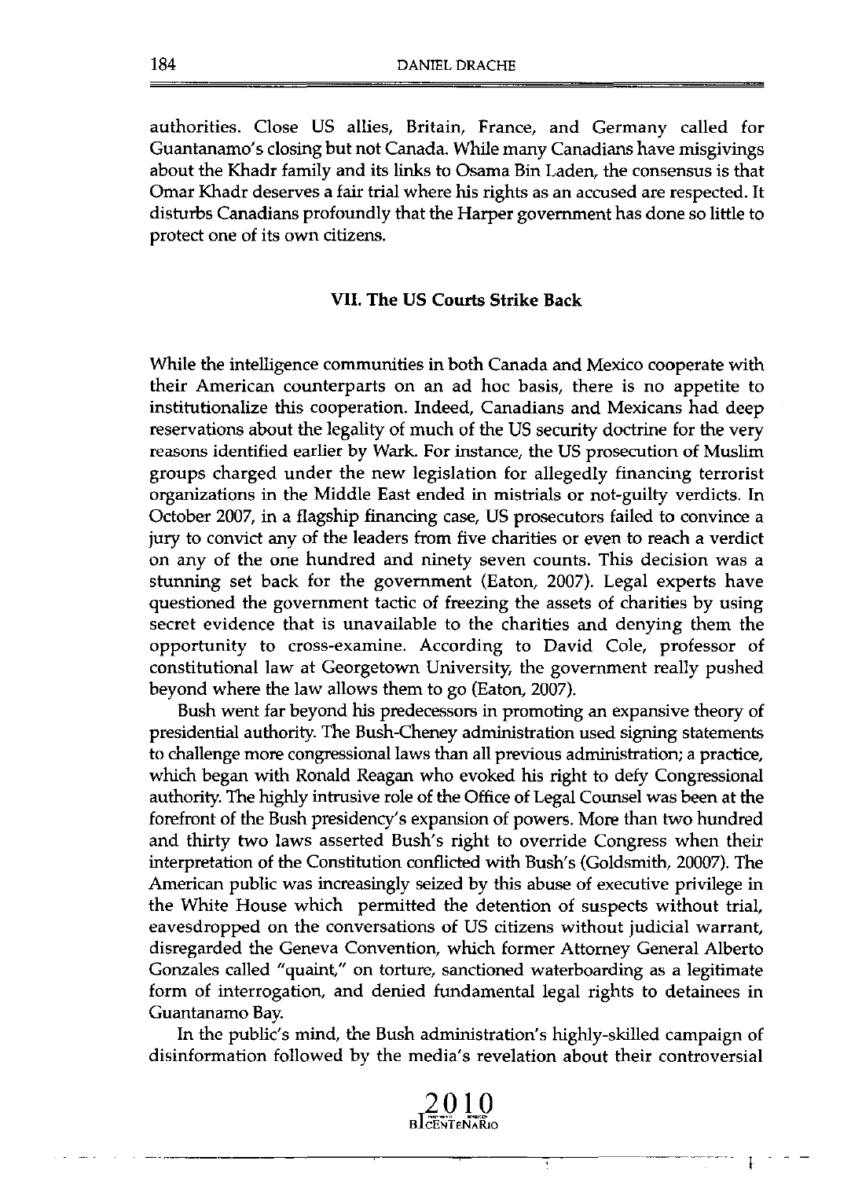authorities. Close US allies, Britain, France, and Germany called for Guantanamo's closing but not Canada. While many Canadians have misgivings about the Khadr family and its links to Osama Bin Laden, the consensus is that Omar Khadr deserves a fair trial where his rights as an accused are respected. It disturbs Canadians profoundly that the Harper government has done so little to protect one of its own citizens.

### VII. The US Courts Strike Back

While the intelligence communities in both Canada and Mexico cooperate with their American counterparts on an ad hoc basis, there is no appetite to institutionalize this cooperation. Indeed, Canadians and Mexicans had deep reservations about the legality of much of the US security doctrine for the very reasons identified earlier by Wark. For instance, the US prosecution of Muslim groups charged under the new legislation for allegedly financing terrorist organizations in the Middle East ended in mistrials or not-guilty verdicts. In October 2007, in a flagship financing case, US prosecutors failed to convince a jury to convict any of the leaders from five charities or even to reach a verdict on any of the one hundred and ninety seven counts. This decision was a stunning set back for the government (Eaton, 2007). Legal experts have questioned the government tactic of freezing the assets of charities by using secret evidence that is unavailable to the charities and denying them the opportunity to cross-examine. According to David Cole, professor of constitutional law at Georgetown University, the government really pushed beyond where the law allows them to go (Eaton, 2007).

Bush went far beyond his predecessors in promoting an expansive theory of presidential authority. The Bush-Cheney administration used signing statements to challenge more congressional laws than all previous administration; a practice, which began with Ronald Reagan who evoked his right to defy Congressional authority. The highly intrusive role of the Office of Legal Counsel was been at the forefront of the Bush presidency's expansion of powers. More than two hundred and thirty two laws asserted Bush's right to override Congress when their interpretation of the Constitution conflicted with Bush's (Goldsmith, 20007). The American public was increasingly seized by this abuse of executive privilege in the White House which permitted the detention of suspects without trial, eavesdropped on the conversations of US citizens without judicial warrant, disregarded the Geneva Convention, which former Attorney General Alberto Gonzales called "quaint," on torture, sanctioned waterboarding as a legitimate form of interrogation, and denied fundamental legal rights to detainees in Guantanamo Bay.

In the public's mind, the Bush administration's highly-skilled campaign of disinformation followed by the media's revelation about their controversial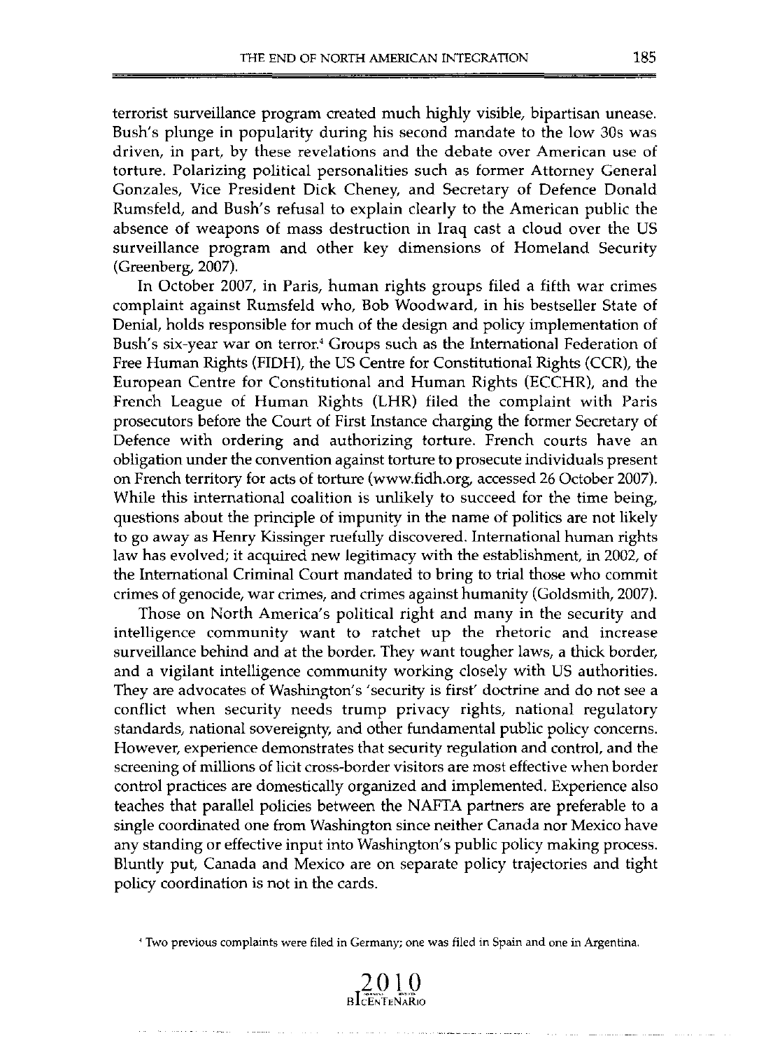terrorist surveillance program created much highly visible, bipartisan unease. Bush's plunge in popularity during his second mandate to the low 30s was driven, in part, by these revelations and the debate over American use of torture. Polarizing political personalities such as former Attorney General Gonzales, Vice President Dick Cheney, and Secretary of Defence Donald Rumsfeld, and Bush's refusal to explain clearly to the American public the absence of weapons of mass destruction in Iraq cast a cloud over the US surveillance program and other key dimensions of Homeland Security (Greenberg, 2007).

In October 2007, in Paris, human rights groups filed a fifth war crimes complaint against Rumsfeld who, Bob Woodward, in his bestseller State of Denial, holds responsible for much of the design and policy implementation of Bush's six-year war on terror.[4] Groups such as the International Federation of Free Human Rights (FIDH), the US Centre for Constitutional Rights (CCR), the European Centre for Constitutional and Human Rights (ECCHR), and the French League of Human Rights (LHR) filed the complaint with Paris prosecutors before the Court of First Instance charging the former Secretary of Defence with ordering and authorizing torture. French courts have an obligation under the convention against torture to prosecute individuals present on French territory for acts of torture (www.fidh.org, accessed 26 October 2007). While this international coalition is unlikely to succeed for the time being, questions about the principle of impunity in the name of politics are not likely to go away as Henry Kissinger ruefully discovered. International human rights law has evolved; it acquired new legitimacy with the establishment, in 2002, of the International Criminal Court mandated to bring to trial those who commit crimes of genocide, war crimes, and crimes against humanity (Goldsmith, 2007).

Those on North America's political right and many in the security and intelligence community want to ratchet up the rhetoric and increase surveillance behind and at the border. They want tougher laws, a thick border, and a vigilant intelligence community working closely with US authorities. They are advocates of Washington's 'security is first' doctrine and do not see a conflict when security needs trump privacy rights, national regulatory standards, national sovereignty, and other fundamental public policy concerns. However, experience demonstrates that security regulation and control, and the screening of millions of licit cross-border visitors are most effective when border control practices are domestically organized and implemented. Experience also teaches that parallel policies between the NAFTA partners are preferable to a single coordinated one from Washington since neither Canada nor Mexico have any standing or effective input into Washington's public policy making process. Bluntly put, Canada and Mexico are on separate policy trajectories and tight policy coordination is not in the cards.

[4] Two previous complaints were filed in Germany; one was filed in Spain and one in Argentina.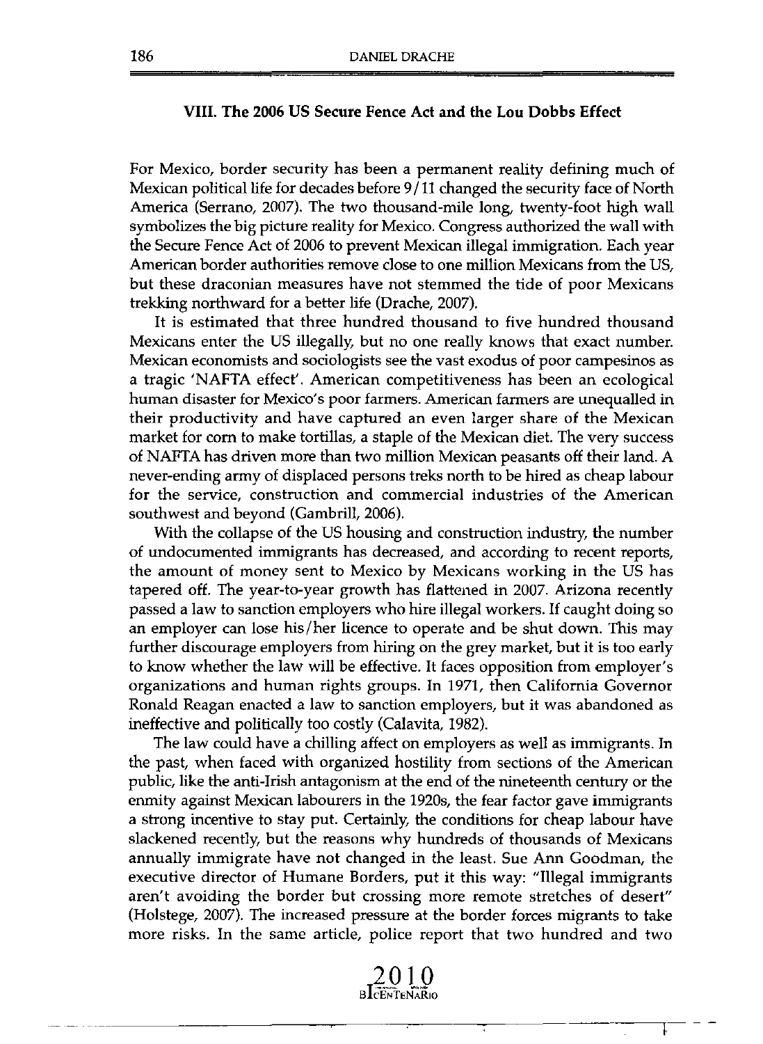### VIII. The 2006 US Secure Fence Act and the Lou Dobbs Effect

For Mexico, border security has been a permanent reality defining much of Mexican political life for decades before 9/11 changed the security face of North America (Serrano, 2007). The two thousand-mile long, twenty-foot high wall symbolizes the big picture reality for Mexico. Congress authorized the wall with the Secure Fence Act of 2006 to prevent Mexican illegal immigration. Each year American border authorities remove close to one million Mexicans from the US, but these draconian measures have not stemmed the tide of poor Mexicans trekking northward for a better life (Drache, 2007).

It is estimated that three hundred thousand to five hundred thousand Mexicans enter the US illegally, but no one really knows that exact number. Mexican economists and sociologists see the vast exodus of poor campesinos as a tragic 'NAFTA effect'. American competitiveness has been an ecological human disaster for Mexico's poor farmers. American farmers are unequalled in their productivity and have captured an even larger share of the Mexican market for corn to make tortillas, a staple of the Mexican diet. The very success of NAFTA has driven more than two million Mexican peasants off their land. A never-ending army of displaced persons treks north to be hired as cheap labour for the service, construction and commercial industries of the American southwest and beyond (Gambrill, 2006).

With the collapse of the US housing and construction industry, the number of undocumented immigrants has decreased, and according to recent reports, the amount of money sent to Mexico by Mexicans working in the US has tapered off. The year-to-year growth has flattened in 2007. Arizona recently passed a law to sanction employers who hire illegal workers. If caught doing so an employer can lose his/her licence to operate and be shut down. This may further discourage employers from hiring on the grey market, but it is too early to know whether the law will be effective. It faces opposition from employer's organizations and human rights groups. In 1971, then California Governor Ronald Reagan enacted a law to sanction employers, but it was abandoned as ineffective and politically too costly (Calavita, 1982).

The law could have a chilling affect on employers as well as immigrants. In the past, when faced with organized hostility from sections of the American public, like the anti-Irish antagonism at the end of the nineteenth century or the enmity against Mexican labourers in the 1920s, the fear factor gave immigrants a strong incentive to stay put. Certainly, the conditions for cheap labour have slackened recently, but the reasons why hundreds of thousands of Mexicans annually immigrate have not changed in the least. Sue Ann Goodman, the executive director of Humane Borders, put it this way: "Illegal immigrants aren't avoiding the border but crossing more remote stretches of desert" (Holstege, 2007). The increased pressure at the border forces migrants to take more risks. In the same article, police report that two hundred and two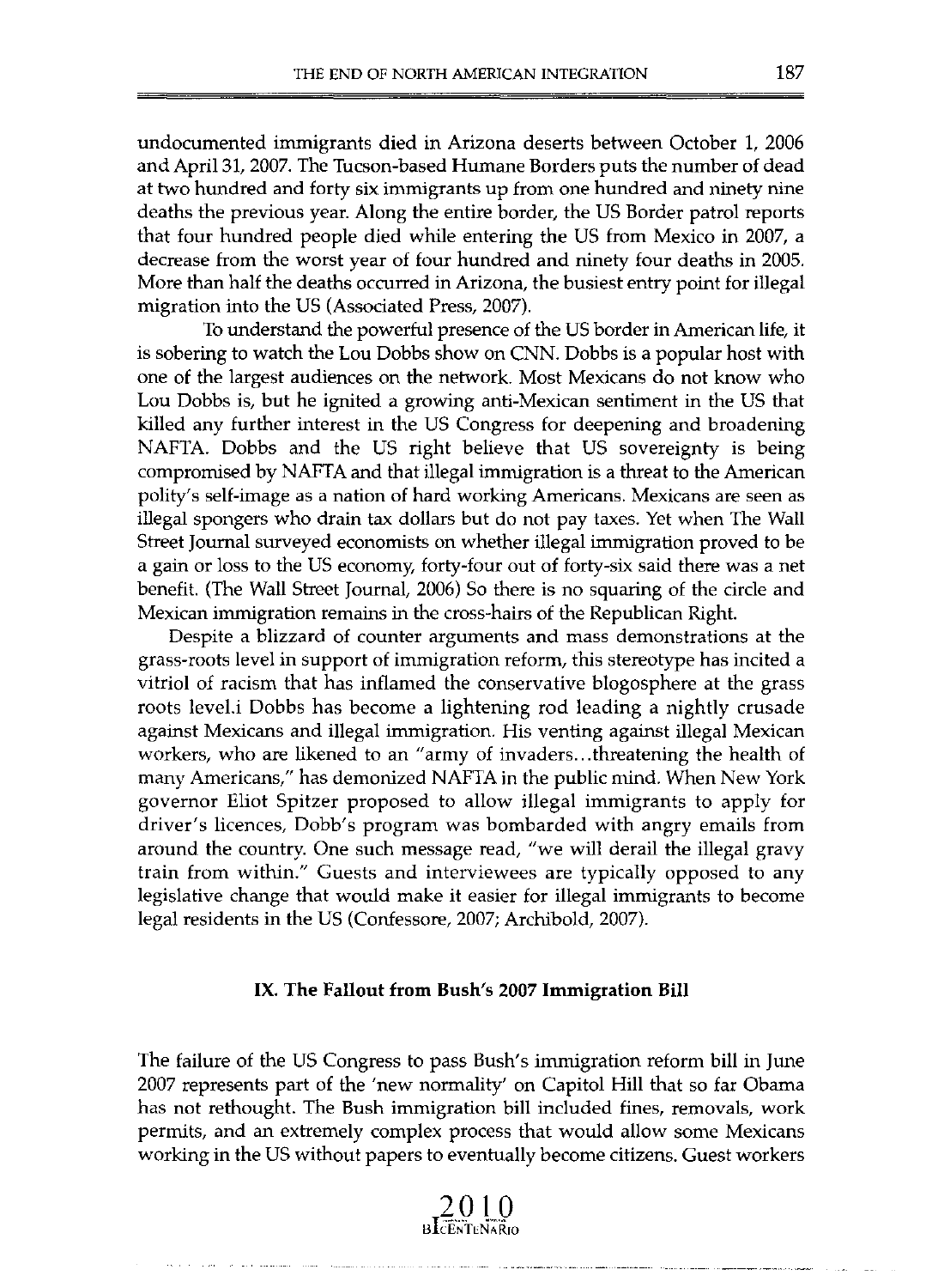undocumented immigrants died in Arizona deserts between October 1, 2006 and April 31, 2007. The Tucson-based Humane Borders puts the number of dead at two hundred and forty six immigrants up from one hundred and ninety nine deaths the previous year. Along the entire border, the US Border patrol reports that four hundred people died while entering the US from Mexico in 2007, a decrease from the worst year of four hundred and ninety four deaths in 2005. More than half the deaths occurred in Arizona, the busiest entry point for illegal migration into the US (Associated Press, 2007).

To understand the powerful presence of the US border in American life, it is sobering to watch the Lou Dobbs show on CNN. Dobbs is a popular host with one of the largest audiences on the network. Most Mexicans do not know who Lou Dobbs is, but he ignited a growing anti-Mexican sentiment in the US that killed any further interest in the US Congress for deepening and broadening NAFTA. Dobbs and the US right believe that US sovereignty is being compromised by NAFTA and that illegal immigration is a threat to the American polity's self-image as a nation of hard working Americans. Mexicans are seen as illegal spongers who drain tax dollars but do not pay taxes. Yet when The Wall Street Journal surveyed economists on whether illegal immigration proved to be a gain or loss to the US economy, forty-four out of forty-six said there was a net benefit. (The Wall Street Journal, 2006) So there is no squaring of the circle and Mexican immigration remains in the cross-hairs of the Republican Right.

Despite a blizzard of counter arguments and mass demonstrations at the grass-roots level in support of immigration reform, this stereotype has incited a vitriol of racism that has inflamed the conservative blogosphere at the grass roots level.i Dobbs has become a lightening rod leading a nightly crusade against Mexicans and illegal immigration. His venting against illegal Mexican workers, who are likened to an "army of invaders…threatening the health of many Americans," has demonized NAFTA in the public mind. When New York governor Eliot Spitzer proposed to allow illegal immigrants to apply for driver's licences, Dobb's program was bombarded with angry emails from around the country. One such message read, "we will derail the illegal gravy train from within." Guests and interviewees are typically opposed to any legislative change that would make it easier for illegal immigrants to become legal residents in the US (Confessore, 2007; Archibold, 2007).

## IX. The Fallout from Bush's 2007 Immigration Bill

The failure of the US Congress to pass Bush's immigration reform bill in June 2007 represents part of the 'new normality' on Capitol Hill that so far Obama has not rethought. The Bush immigration bill included fines, removals, work permits, and an extremely complex process that would allow some Mexicans working in the US without papers to eventually become citizens. Guest workers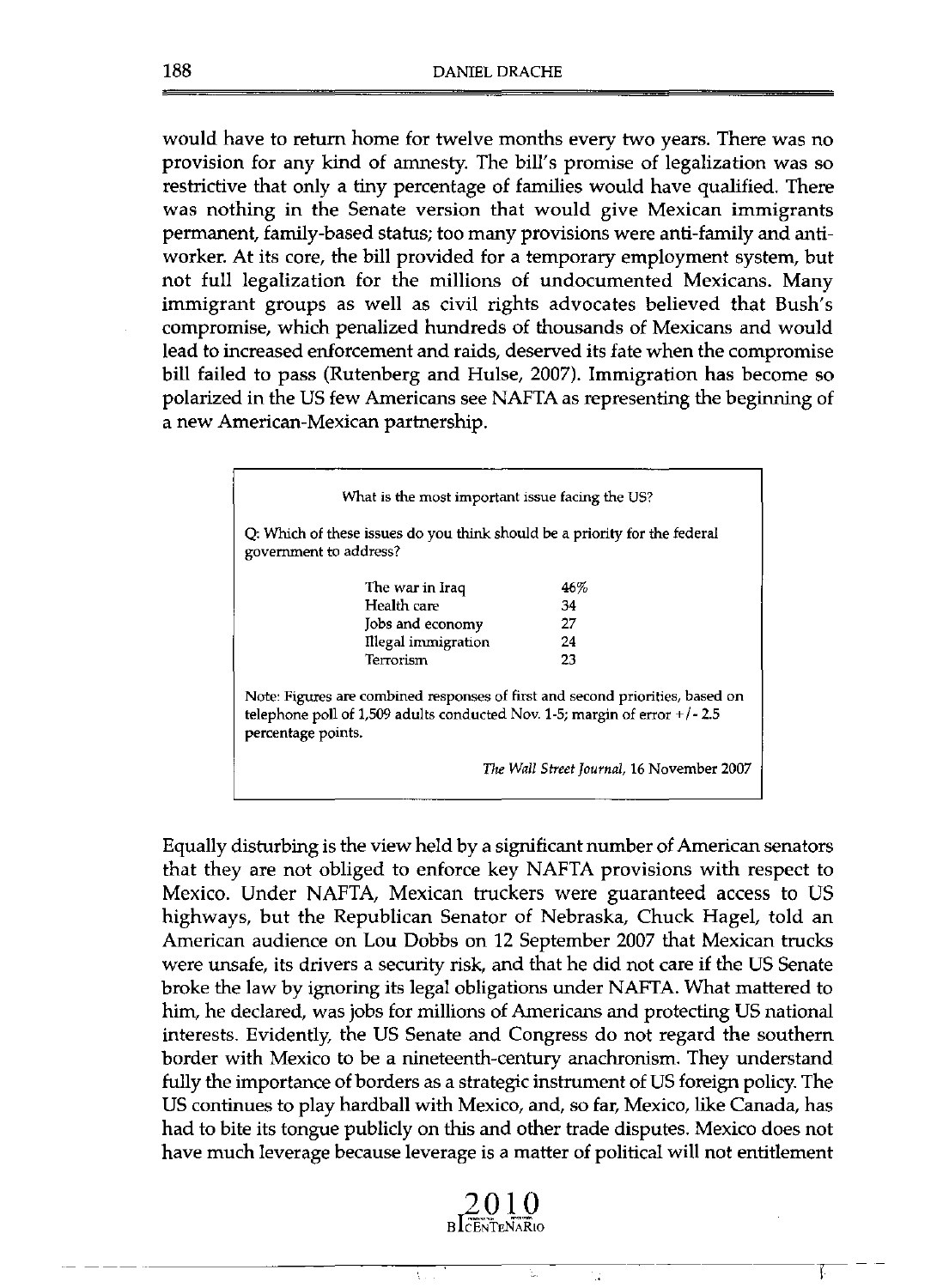would have to return home for twelve months every two years. There was no provision for any kind of amnesty. The bill's promise of legalization was so restrictive that only a tiny percentage of families would have qualified. There was nothing in the Senate version that would give Mexican immigrants permanent, family-based status; too many provisions were anti-family and anti-worker. At its core, the bill provided for a temporary employment system, but not full legalization for the millions of undocumented Mexicans. Many immigrant groups as well as civil rights advocates believed that Bush's compromise, which penalized hundreds of thousands of Mexicans and would lead to increased enforcement and raids, deserved its fate when the compromise bill failed to pass (Rutenberg and Hulse, 2007). Immigration has become so polarized in the US few Americans see NAFTA as representing the beginning of a new American-Mexican partnership.

What is the most important issue facing the US?

Q: Which of these issues do you think should be a priority for the federal government to address?

| Issue | % |
|---|---|
| The war in Iraq | 46% |
| Health care | 34 |
| Jobs and economy | 27 |
| Illegal immigration | 24 |
| Terrorism | 23 |

Note: Figures are combined responses of first and second priorities, based on telephone poll of 1,509 adults conducted Nov. 1-5; margin of error +/- 2.5 percentage points.

*The Wall Street Journal*, 16 November 2007

Equally disturbing is the view held by a significant number of American senators that they are not obliged to enforce key NAFTA provisions with respect to Mexico. Under NAFTA, Mexican truckers were guaranteed access to US highways, but the Republican Senator of Nebraska, Chuck Hagel, told an American audience on Lou Dobbs on 12 September 2007 that Mexican trucks were unsafe, its drivers a security risk, and that he did not care if the US Senate broke the law by ignoring its legal obligations under NAFTA. What mattered to him, he declared, was jobs for millions of Americans and protecting US national interests. Evidently, the US Senate and Congress do not regard the southern border with Mexico to be a nineteenth-century anachronism. They understand fully the importance of borders as a strategic instrument of US foreign policy. The US continues to play hardball with Mexico, and, so far, Mexico, like Canada, has had to bite its tongue publicly on this and other trade disputes. Mexico does not have much leverage because leverage is a matter of political will not entitlement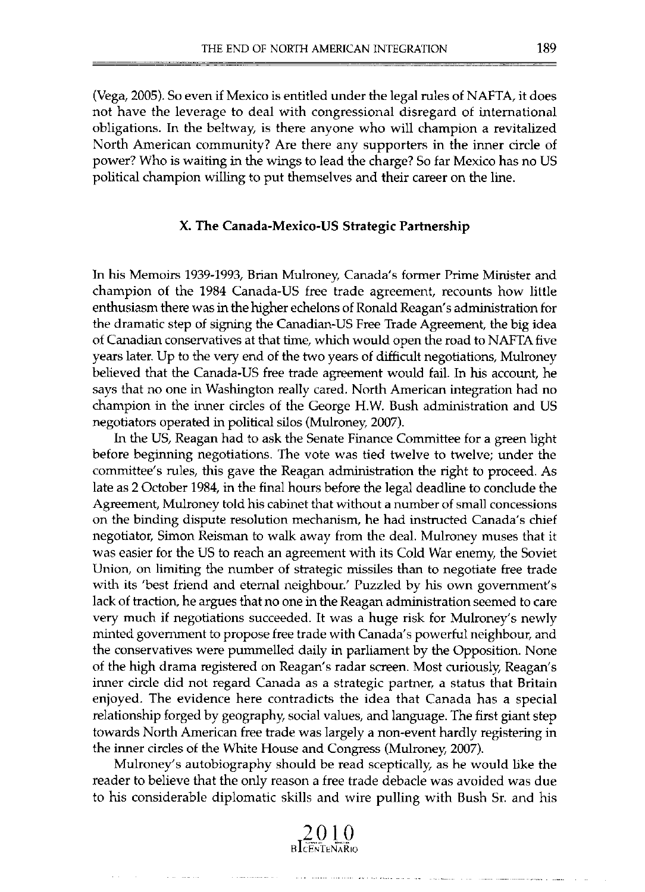(Vega, 2005). So even if Mexico is entitled under the legal rules of NAFTA, it does not have the leverage to deal with congressional disregard of international obligations. In the beltway, is there anyone who will champion a revitalized North American community? Are there any supporters in the inner circle of power? Who is waiting in the wings to lead the charge? So far Mexico has no US political champion willing to put themselves and their career on the line.

### X. The Canada-Mexico-US Strategic Partnership

In his Memoirs 1939-1993, Brian Mulroney, Canada's former Prime Minister and champion of the 1984 Canada-US free trade agreement, recounts how little enthusiasm there was in the higher echelons of Ronald Reagan's administration for the dramatic step of signing the Canadian-US Free Trade Agreement, the big idea of Canadian conservatives at that time, which would open the road to NAFTA five years later. Up to the very end of the two years of difficult negotiations, Mulroney believed that the Canada-US free trade agreement would fail. In his account, he says that no one in Washington really cared. North American integration had no champion in the inner circles of the George H.W. Bush administration and US negotiators operated in political silos (Mulroney, 2007).

In the US, Reagan had to ask the Senate Finance Committee for a green light before beginning negotiations. The vote was tied twelve to twelve; under the committee's rules, this gave the Reagan administration the right to proceed. As late as 2 October 1984, in the final hours before the legal deadline to conclude the Agreement, Mulroney told his cabinet that without a number of small concessions on the binding dispute resolution mechanism, he had instructed Canada's chief negotiator, Simon Reisman to walk away from the deal. Mulroney muses that it was easier for the US to reach an agreement with its Cold War enemy, the Soviet Union, on limiting the number of strategic missiles than to negotiate free trade with its 'best friend and eternal neighbour.' Puzzled by his own government's lack of traction, he argues that no one in the Reagan administration seemed to care very much if negotiations succeeded. It was a huge risk for Mulroney's newly minted government to propose free trade with Canada's powerful neighbour, and the conservatives were pummelled daily in parliament by the Opposition. None of the high drama registered on Reagan's radar screen. Most curiously, Reagan's inner circle did not regard Canada as a strategic partner, a status that Britain enjoyed. The evidence here contradicts the idea that Canada has a special relationship forged by geography, social values, and language. The first giant step towards North American free trade was largely a non-event hardly registering in the inner circles of the White House and Congress (Mulroney, 2007).

Mulroney's autobiography should be read sceptically, as he would like the reader to believe that the only reason a free trade debacle was avoided was due to his considerable diplomatic skills and wire pulling with Bush Sr. and his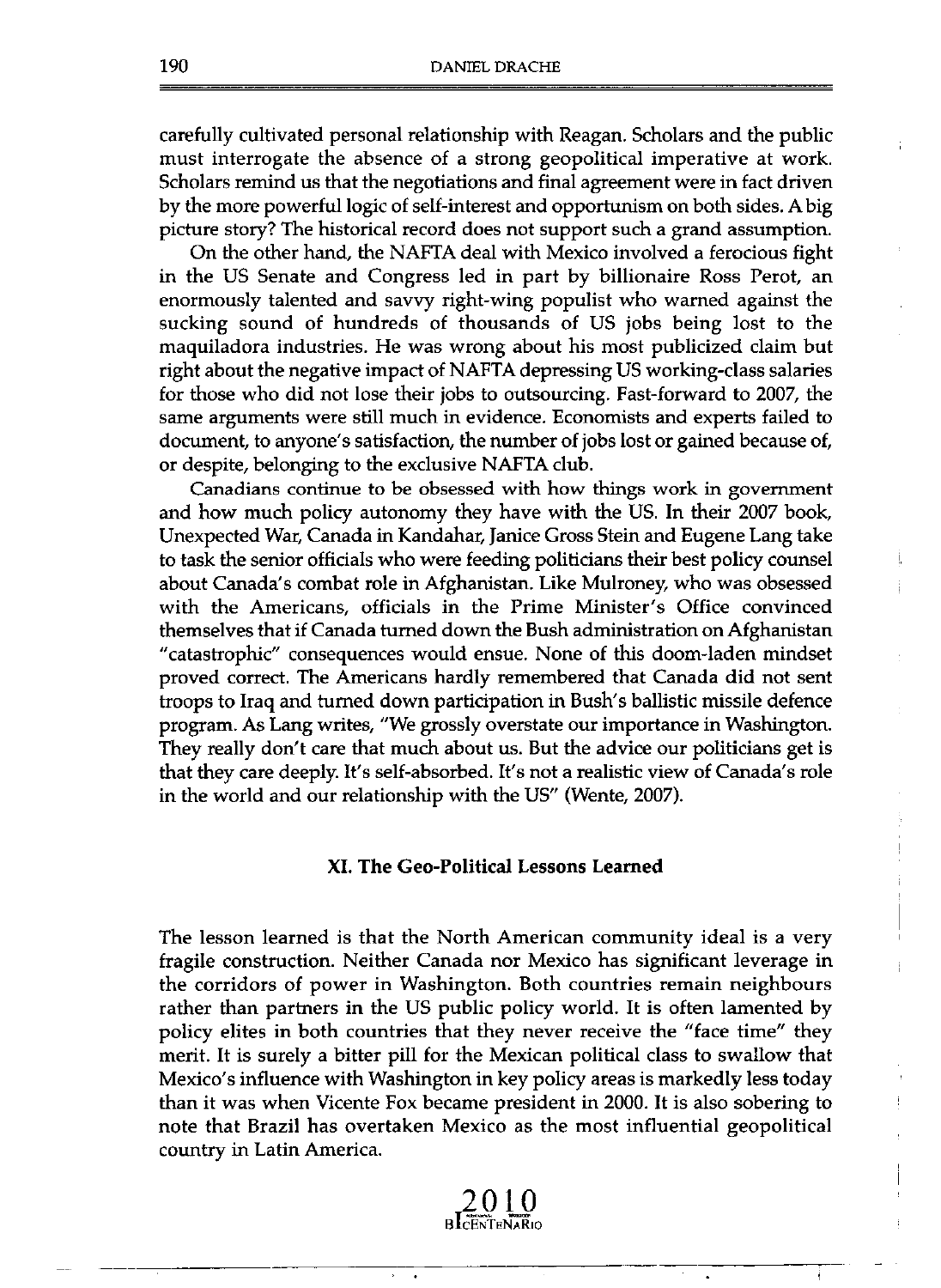carefully cultivated personal relationship with Reagan. Scholars and the public must interrogate the absence of a strong geopolitical imperative at work. Scholars remind us that the negotiations and final agreement were in fact driven by the more powerful logic of self-interest and opportunism on both sides. A big picture story? The historical record does not support such a grand assumption.

On the other hand, the NAFTA deal with Mexico involved a ferocious fight in the US Senate and Congress led in part by billionaire Ross Perot, an enormously talented and savvy right-wing populist who warned against the sucking sound of hundreds of thousands of US jobs being lost to the maquiladora industries. He was wrong about his most publicized claim but right about the negative impact of NAFTA depressing US working-class salaries for those who did not lose their jobs to outsourcing. Fast-forward to 2007, the same arguments were still much in evidence. Economists and experts failed to document, to anyone's satisfaction, the number of jobs lost or gained because of, or despite, belonging to the exclusive NAFTA club.

Canadians continue to be obsessed with how things work in government and how much policy autonomy they have with the US. In their 2007 book, Unexpected War, Canada in Kandahar, Janice Gross Stein and Eugene Lang take to task the senior officials who were feeding politicians their best policy counsel about Canada's combat role in Afghanistan. Like Mulroney, who was obsessed with the Americans, officials in the Prime Minister's Office convinced themselves that if Canada turned down the Bush administration on Afghanistan "catastrophic" consequences would ensue. None of this doom-laden mindset proved correct. The Americans hardly remembered that Canada did not sent troops to Iraq and turned down participation in Bush's ballistic missile defence program. As Lang writes, "We grossly overstate our importance in Washington. They really don't care that much about us. But the advice our politicians get is that they care deeply. It's self-absorbed. It's not a realistic view of Canada's role in the world and our relationship with the US" (Wente, 2007).

## XI. The Geo-Political Lessons Learned

The lesson learned is that the North American community ideal is a very fragile construction. Neither Canada nor Mexico has significant leverage in the corridors of power in Washington. Both countries remain neighbours rather than partners in the US public policy world. It is often lamented by policy elites in both countries that they never receive the "face time" they merit. It is surely a bitter pill for the Mexican political class to swallow that Mexico's influence with Washington in key policy areas is markedly less today than it was when Vicente Fox became president in 2000. It is also sobering to note that Brazil has overtaken Mexico as the most influential geopolitical country in Latin America.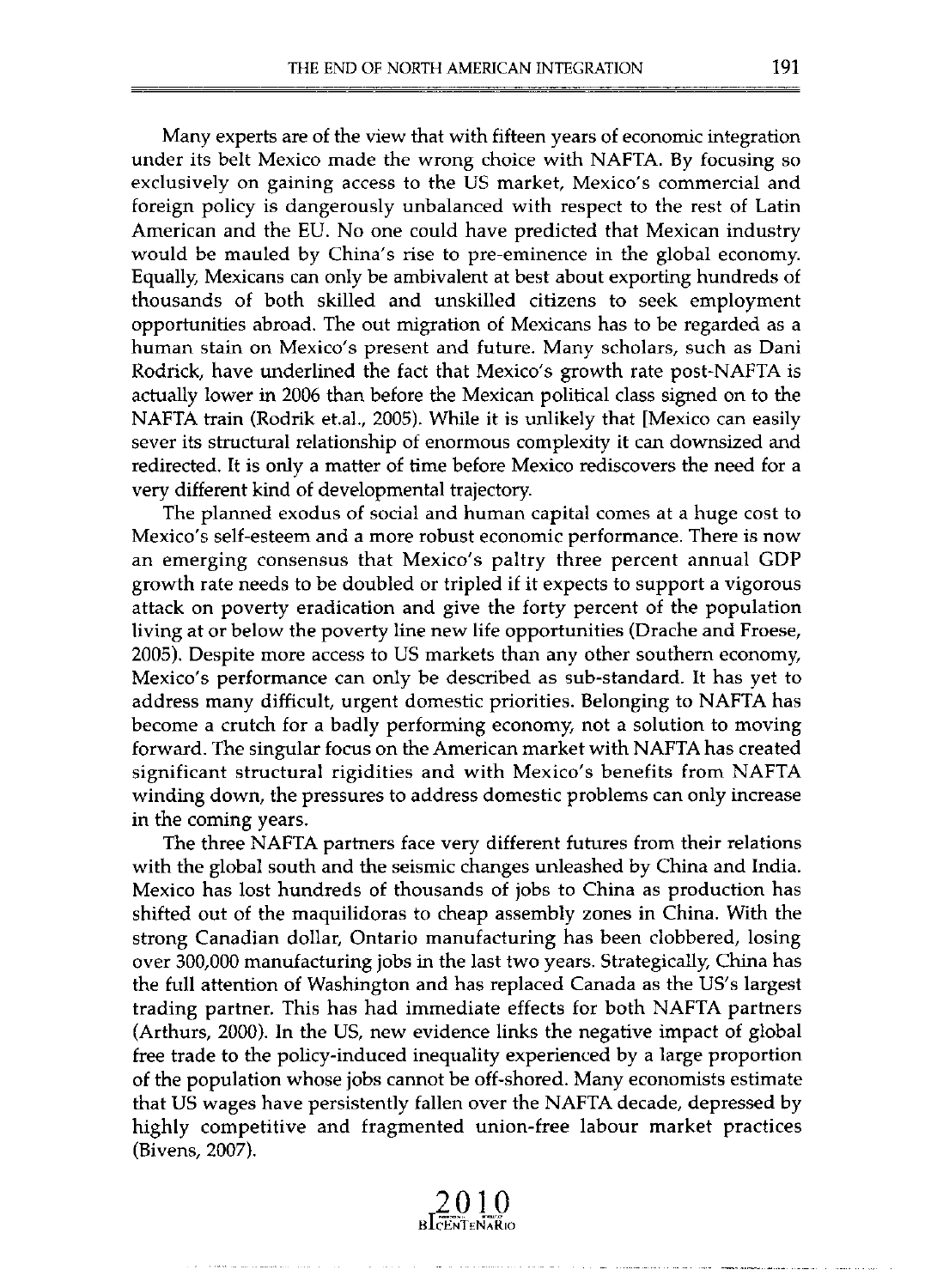Many experts are of the view that with fifteen years of economic integration under its belt Mexico made the wrong choice with NAFTA. By focusing so exclusively on gaining access to the US market, Mexico's commercial and foreign policy is dangerously unbalanced with respect to the rest of Latin American and the EU. No one could have predicted that Mexican industry would be mauled by China's rise to pre-eminence in the global economy. Equally, Mexicans can only be ambivalent at best about exporting hundreds of thousands of both skilled and unskilled citizens to seek employment opportunities abroad. The out migration of Mexicans has to be regarded as a human stain on Mexico's present and future. Many scholars, such as Dani Rodrick, have underlined the fact that Mexico's growth rate post-NAFTA is actually lower in 2006 than before the Mexican political class signed on to the NAFTA train (Rodrik et.al., 2005). While it is unlikely that [Mexico can easily sever its structural relationship of enormous complexity it can downsized and redirected. It is only a matter of time before Mexico rediscovers the need for a very different kind of developmental trajectory.

The planned exodus of social and human capital comes at a huge cost to Mexico's self-esteem and a more robust economic performance. There is now an emerging consensus that Mexico's paltry three percent annual GDP growth rate needs to be doubled or tripled if it expects to support a vigorous attack on poverty eradication and give the forty percent of the population living at or below the poverty line new life opportunities (Drache and Froese, 2005). Despite more access to US markets than any other southern economy, Mexico's performance can only be described as sub-standard. It has yet to address many difficult, urgent domestic priorities. Belonging to NAFTA has become a crutch for a badly performing economy, not a solution to moving forward. The singular focus on the American market with NAFTA has created significant structural rigidities and with Mexico's benefits from NAFTA winding down, the pressures to address domestic problems can only increase in the coming years.

The three NAFTA partners face very different futures from their relations with the global south and the seismic changes unleashed by China and India. Mexico has lost hundreds of thousands of jobs to China as production has shifted out of the maquilidoras to cheap assembly zones in China. With the strong Canadian dollar, Ontario manufacturing has been clobbered, losing over 300,000 manufacturing jobs in the last two years. Strategically, China has the full attention of Washington and has replaced Canada as the US's largest trading partner. This has had immediate effects for both NAFTA partners (Arthurs, 2000). In the US, new evidence links the negative impact of global free trade to the policy-induced inequality experienced by a large proportion of the population whose jobs cannot be off-shored. Many economists estimate that US wages have persistently fallen over the NAFTA decade, depressed by highly competitive and fragmented union-free labour market practices (Bivens, 2007).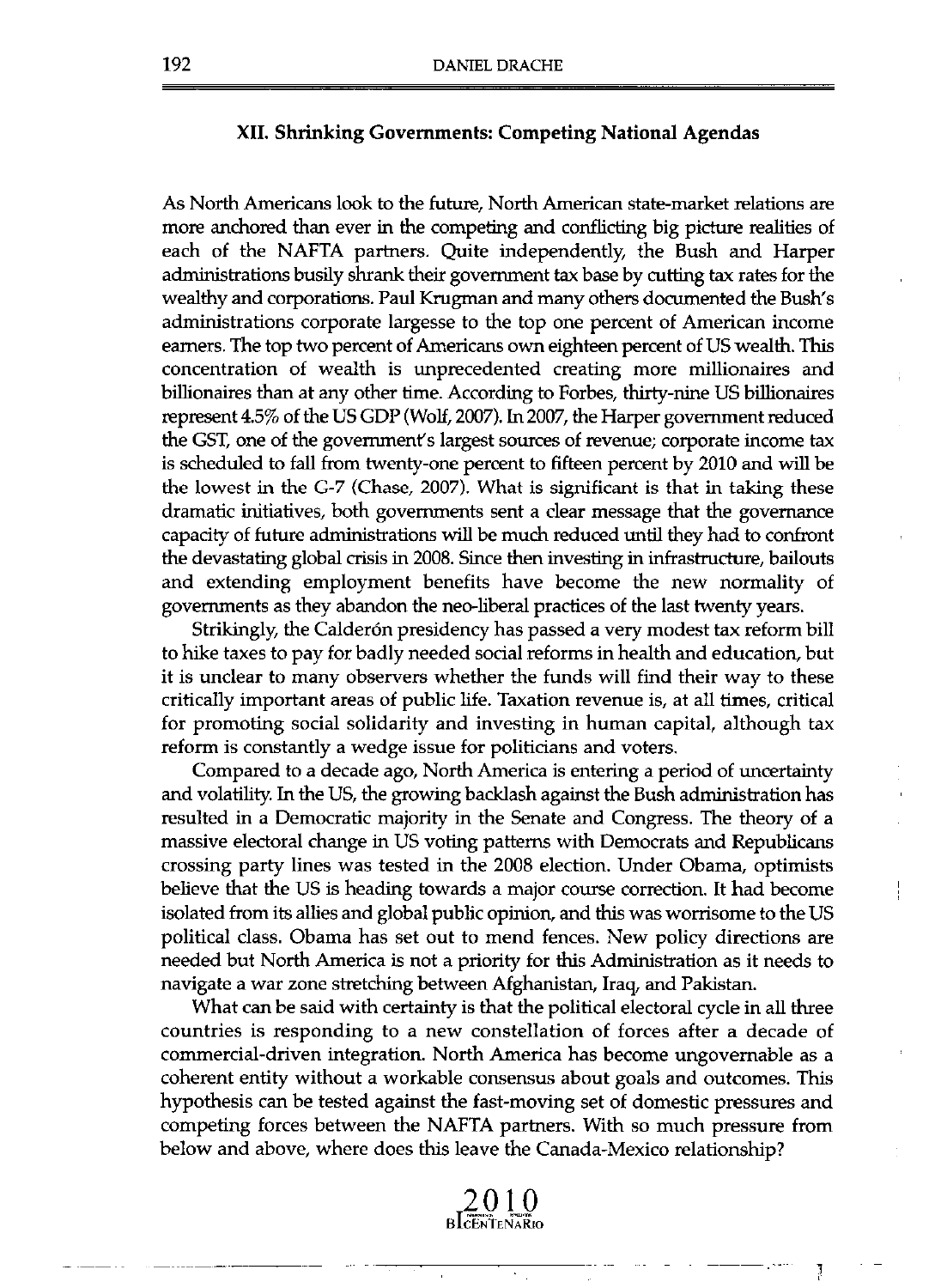## XII. Shrinking Governments: Competing National Agendas

As North Americans look to the future, North American state-market relations are more anchored than ever in the competing and conflicting big picture realities of each of the NAFTA partners. Quite independently, the Bush and Harper administrations busily shrank their government tax base by cutting tax rates for the wealthy and corporations. Paul Krugman and many others documented the Bush's administrations corporate largesse to the top one percent of American income earners. The top two percent of Americans own eighteen percent of US wealth. This concentration of wealth is unprecedented creating more millionaires and billionaires than at any other time. According to Forbes, thirty-nine US billionaires represent 4.5% of the US GDP (Wolf, 2007). In 2007, the Harper government reduced the GST, one of the government's largest sources of revenue; corporate income tax is scheduled to fall from twenty-one percent to fifteen percent by 2010 and will be the lowest in the G-7 (Chase, 2007). What is significant is that in taking these dramatic initiatives, both governments sent a clear message that the governance capacity of future administrations will be much reduced until they had to confront the devastating global crisis in 2008. Since then investing in infrastructure, bailouts and extending employment benefits have become the new normality of governments as they abandon the neo-liberal practices of the last twenty years.

Strikingly, the Calderón presidency has passed a very modest tax reform bill to hike taxes to pay for badly needed social reforms in health and education, but it is unclear to many observers whether the funds will find their way to these critically important areas of public life. Taxation revenue is, at all times, critical for promoting social solidarity and investing in human capital, although tax reform is constantly a wedge issue for politicians and voters.

Compared to a decade ago, North America is entering a period of uncertainty and volatility. In the US, the growing backlash against the Bush administration has resulted in a Democratic majority in the Senate and Congress. The theory of a massive electoral change in US voting patterns with Democrats and Republicans crossing party lines was tested in the 2008 election. Under Obama, optimists believe that the US is heading towards a major course correction. It had become isolated from its allies and global public opinion, and this was worrisome to the US political class. Obama has set out to mend fences. New policy directions are needed but North America is not a priority for this Administration as it needs to navigate a war zone stretching between Afghanistan, Iraq, and Pakistan.

What can be said with certainty is that the political electoral cycle in all three countries is responding to a new constellation of forces after a decade of commercial-driven integration. North America has become ungovernable as a coherent entity without a workable consensus about goals and outcomes. This hypothesis can be tested against the fast-moving set of domestic pressures and competing forces between the NAFTA partners. With so much pressure from below and above, where does this leave the Canada-Mexico relationship?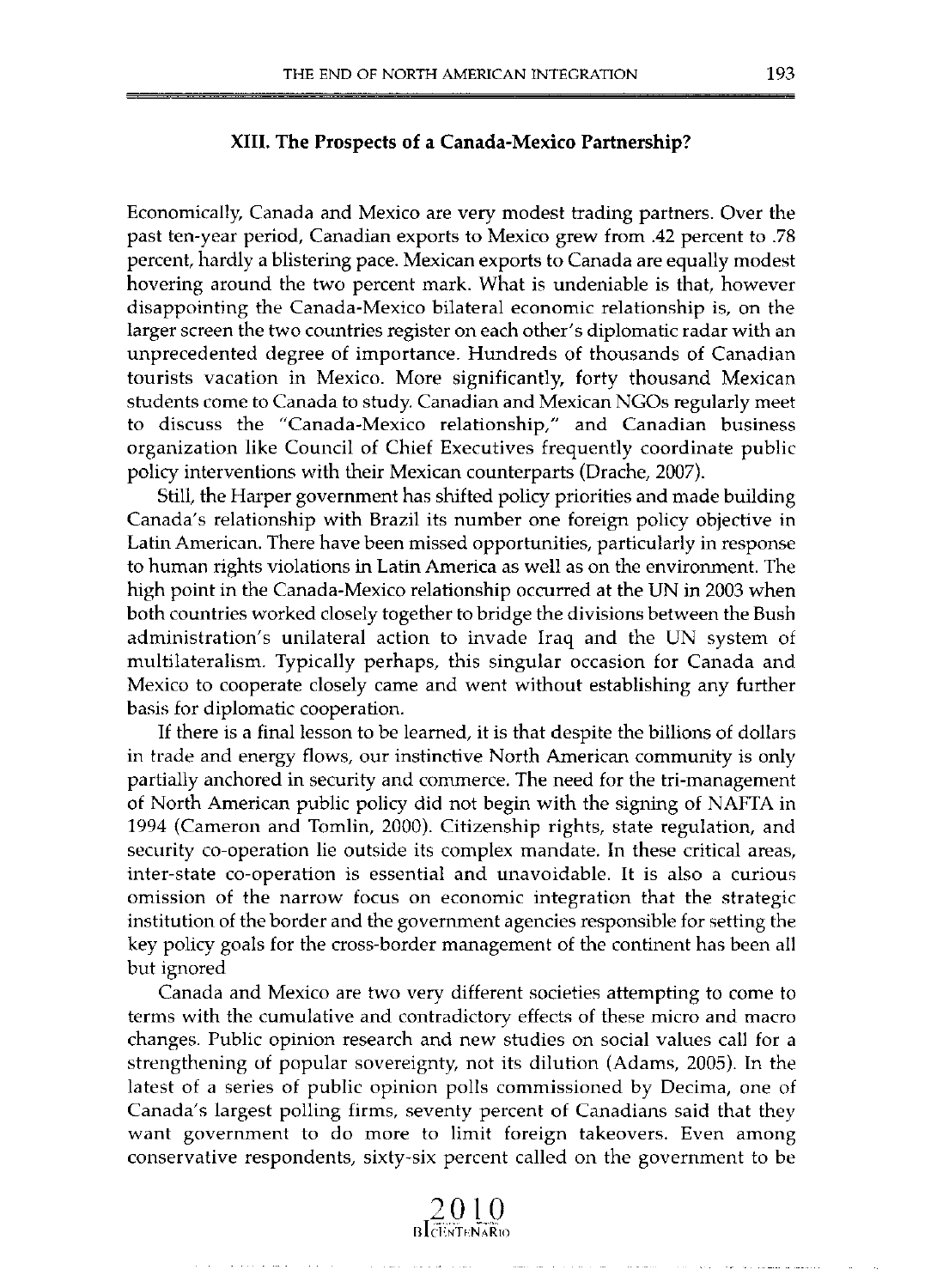## XIII. The Prospects of a Canada-Mexico Partnership?

Economically, Canada and Mexico are very modest trading partners. Over the past ten-year period, Canadian exports to Mexico grew from .42 percent to .78 percent, hardly a blistering pace. Mexican exports to Canada are equally modest hovering around the two percent mark. What is undeniable is that, however disappointing the Canada-Mexico bilateral economic relationship is, on the larger screen the two countries register on each other's diplomatic radar with an unprecedented degree of importance. Hundreds of thousands of Canadian tourists vacation in Mexico. More significantly, forty thousand Mexican students come to Canada to study. Canadian and Mexican NGOs regularly meet to discuss the "Canada-Mexico relationship," and Canadian business organization like Council of Chief Executives frequently coordinate public policy interventions with their Mexican counterparts (Drache, 2007).

Still, the Harper government has shifted policy priorities and made building Canada's relationship with Brazil its number one foreign policy objective in Latin American. There have been missed opportunities, particularly in response to human rights violations in Latin America as well as on the environment. The high point in the Canada-Mexico relationship occurred at the UN in 2003 when both countries worked closely together to bridge the divisions between the Bush administration's unilateral action to invade Iraq and the UN system of multilateralism. Typically perhaps, this singular occasion for Canada and Mexico to cooperate closely came and went without establishing any further basis for diplomatic cooperation.

If there is a final lesson to be learned, it is that despite the billions of dollars in trade and energy flows, our instinctive North American community is only partially anchored in security and commerce. The need for the tri-management of North American public policy did not begin with the signing of NAFTA in 1994 (Cameron and Tomlin, 2000). Citizenship rights, state regulation, and security co-operation lie outside its complex mandate. In these critical areas, inter-state co-operation is essential and unavoidable. It is also a curious omission of the narrow focus on economic integration that the strategic institution of the border and the government agencies responsible for setting the key policy goals for the cross-border management of the continent has been all but ignored

Canada and Mexico are two very different societies attempting to come to terms with the cumulative and contradictory effects of these micro and macro changes. Public opinion research and new studies on social values call for a strengthening of popular sovereignty, not its dilution (Adams, 2005). In the latest of a series of public opinion polls commissioned by Decima, one of Canada's largest polling firms, seventy percent of Canadians said that they want government to do more to limit foreign takeovers. Even among conservative respondents, sixty-six percent called on the government to be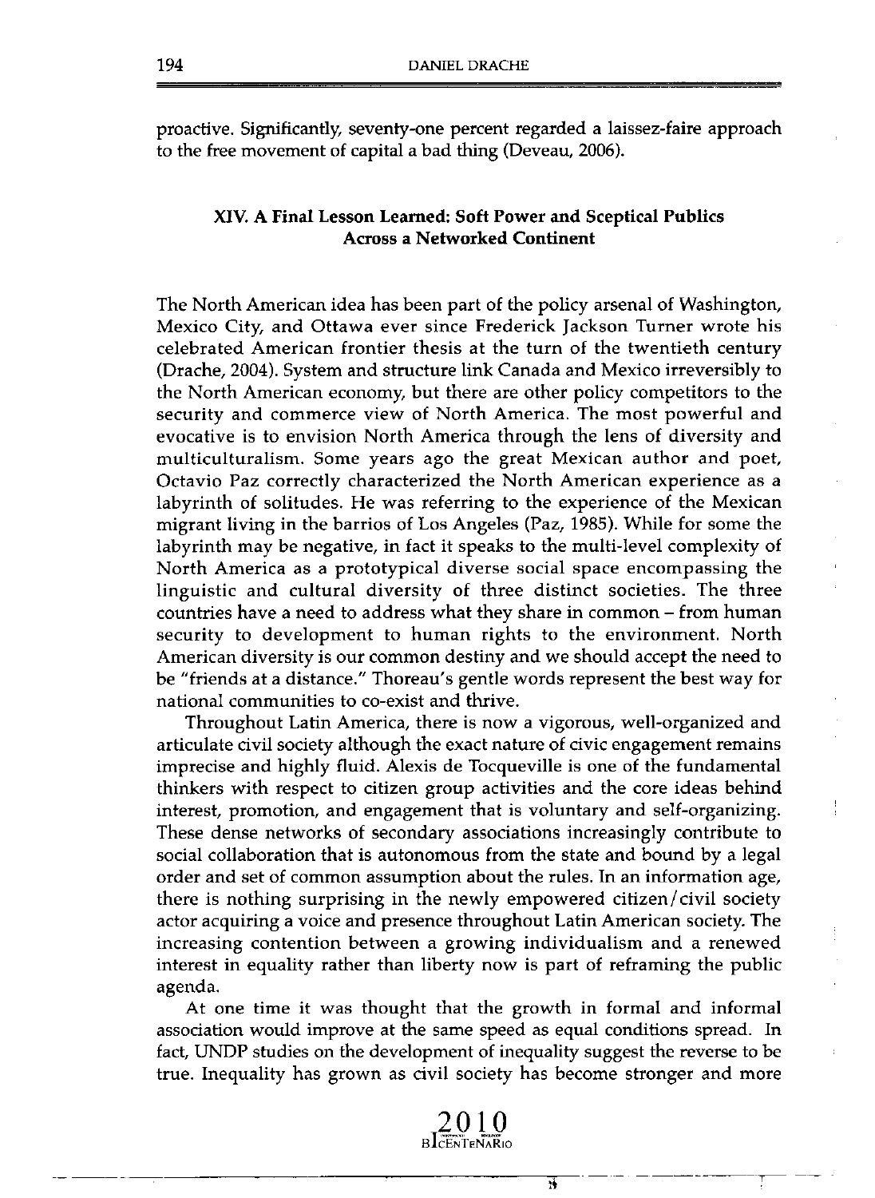proactive. Significantly, seventy-one percent regarded a laissez-faire approach to the free movement of capital a bad thing (Deveau, 2006).

## XIV. A Final Lesson Learned: Soft Power and Sceptical Publics Across a Networked Continent

The North American idea has been part of the policy arsenal of Washington, Mexico City, and Ottawa ever since Frederick Jackson Turner wrote his celebrated American frontier thesis at the turn of the twentieth century (Drache, 2004). System and structure link Canada and Mexico irreversibly to the North American economy, but there are other policy competitors to the security and commerce view of North America. The most powerful and evocative is to envision North America through the lens of diversity and multiculturalism. Some years ago the great Mexican author and poet, Octavio Paz correctly characterized the North American experience as a labyrinth of solitudes. He was referring to the experience of the Mexican migrant living in the barrios of Los Angeles (Paz, 1985). While for some the labyrinth may be negative, in fact it speaks to the multi-level complexity of North America as a prototypical diverse social space encompassing the linguistic and cultural diversity of three distinct societies. The three countries have a need to address what they share in common – from human security to development to human rights to the environment. North American diversity is our common destiny and we should accept the need to be "friends at a distance." Thoreau's gentle words represent the best way for national communities to co-exist and thrive.

Throughout Latin America, there is now a vigorous, well-organized and articulate civil society although the exact nature of civic engagement remains imprecise and highly fluid. Alexis de Tocqueville is one of the fundamental thinkers with respect to citizen group activities and the core ideas behind interest, promotion, and engagement that is voluntary and self-organizing. These dense networks of secondary associations increasingly contribute to social collaboration that is autonomous from the state and bound by a legal order and set of common assumption about the rules. In an information age, there is nothing surprising in the newly empowered citizen/civil society actor acquiring a voice and presence throughout Latin American society. The increasing contention between a growing individualism and a renewed interest in equality rather than liberty now is part of reframing the public agenda.

At one time it was thought that the growth in formal and informal association would improve at the same speed as equal conditions spread. In fact, UNDP studies on the development of inequality suggest the reverse to be true. Inequality has grown as civil society has become stronger and more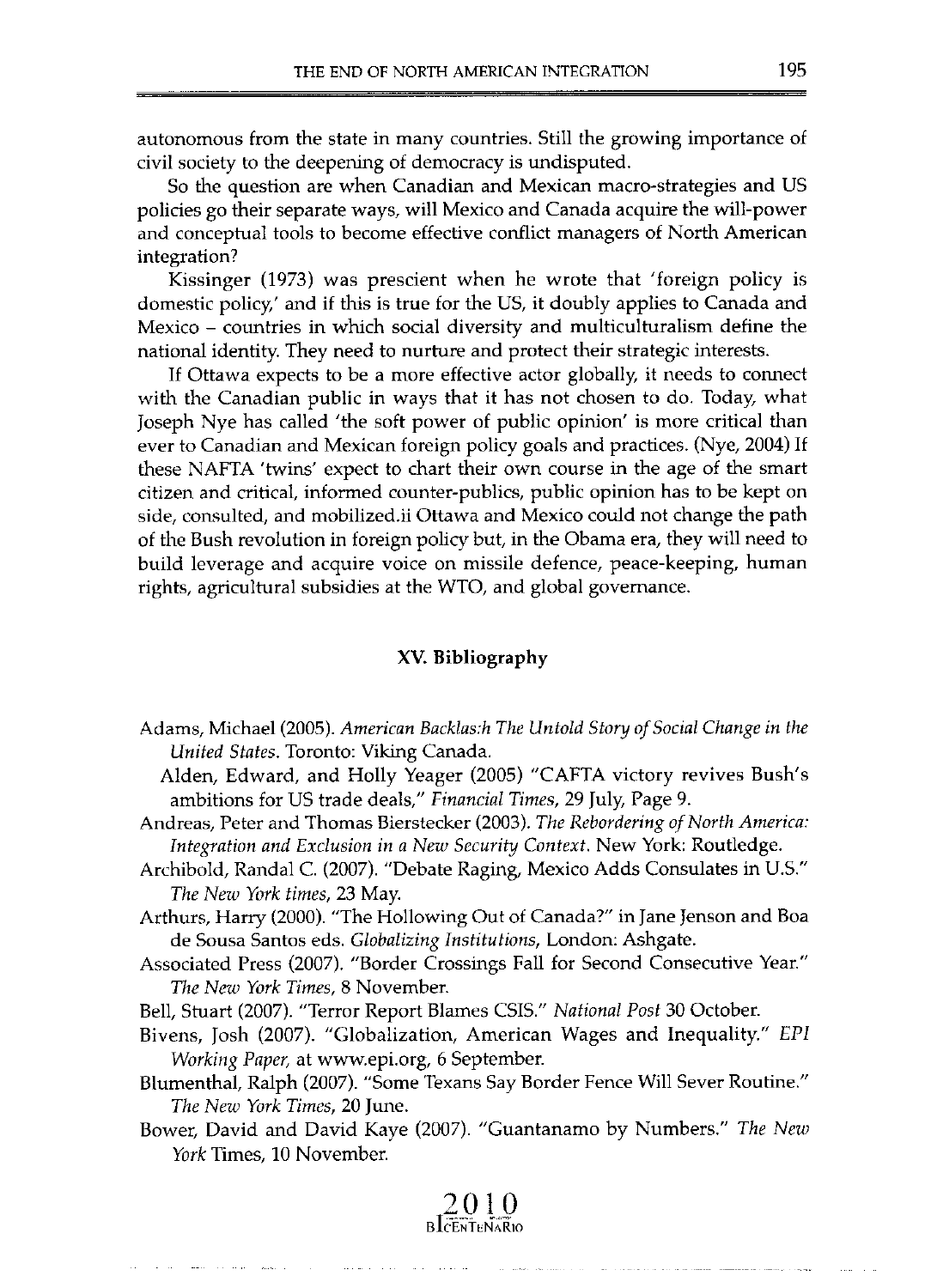autonomous from the state in many countries. Still the growing importance of civil society to the deepening of democracy is undisputed.

So the question are when Canadian and Mexican macro-strategies and US policies go their separate ways, will Mexico and Canada acquire the will-power and conceptual tools to become effective conflict managers of North American integration?

Kissinger (1973) was prescient when he wrote that 'foreign policy is domestic policy,' and if this is true for the US, it doubly applies to Canada and Mexico – countries in which social diversity and multiculturalism define the national identity. They need to nurture and protect their strategic interests.

If Ottawa expects to be a more effective actor globally, it needs to connect with the Canadian public in ways that it has not chosen to do. Today, what Joseph Nye has called 'the soft power of public opinion' is more critical than ever to Canadian and Mexican foreign policy goals and practices. (Nye, 2004) If these NAFTA 'twins' expect to chart their own course in the age of the smart citizen and critical, informed counter-publics, public opinion has to be kept on side, consulted, and mobilized.ii Ottawa and Mexico could not change the path of the Bush revolution in foreign policy but, in the Obama era, they will need to build leverage and acquire voice on missile defence, peace-keeping, human rights, agricultural subsidies at the WTO, and global governance.

## XV. Bibliography

Adams, Michael (2005). *American Backlas:h The Untold Story of Social Change in the United States*. Toronto: Viking Canada.

Alden, Edward, and Holly Yeager (2005) "CAFTA victory revives Bush's ambitions for US trade deals," *Financial Times*, 29 July, Page 9.

Andreas, Peter and Thomas Bierstecker (2003). *The Rebordering of North America: Integration and Exclusion in a New Security Context*. New York: Routledge.

Archibold, Randal C. (2007). "Debate Raging, Mexico Adds Consulates in U.S." *The New York times*, 23 May.

Arthurs, Harry (2000). "The Hollowing Out of Canada?" in Jane Jenson and Boa de Sousa Santos eds. *Globalizing Institutions*, London: Ashgate.

Associated Press (2007). "Border Crossings Fall for Second Consecutive Year." *The New York Times*, 8 November.

Bell, Stuart (2007). "Terror Report Blames CSIS." *National Post* 30 October.

Bivens, Josh (2007). "Globalization, American Wages and Inequality." *EPI Working Paper*, at www.epi.org, 6 September.

Blumenthal, Ralph (2007). "Some Texans Say Border Fence Will Sever Routine." *The New York Times*, 20 June.

Bower, David and David Kaye (2007). "Guantanamo by Numbers." *The New York* Times, 10 November.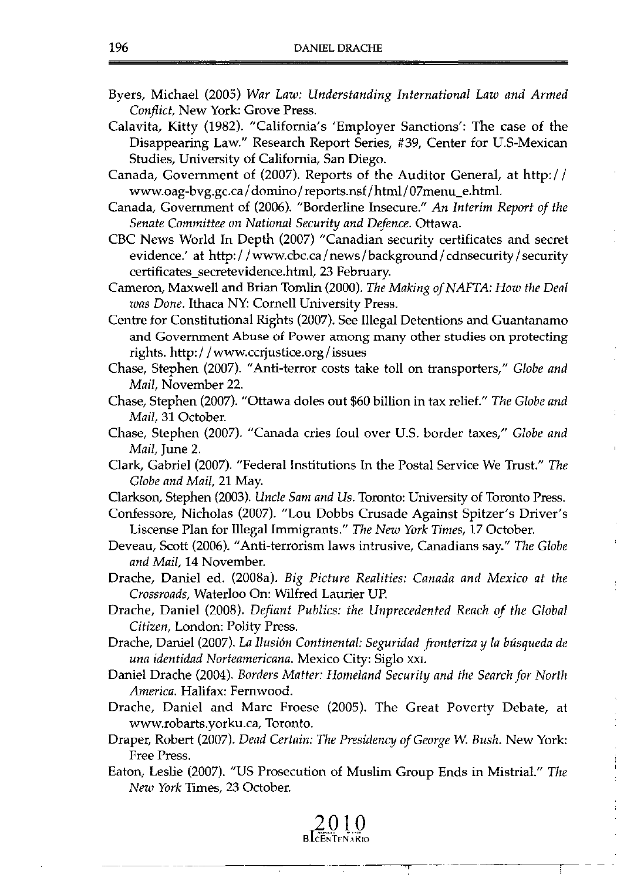Byers, Michael (2005) *War Law: Understanding International Law and Armed Conflict*, New York: Grove Press.

Calavita, Kitty (1982). "California's 'Employer Sanctions': The case of the Disappearing Law." Research Report Series, #39, Center for U.S-Mexican Studies, University of California, San Diego.

Canada, Government of (2007). Reports of the Auditor General, at http://www.oag-bvg.gc.ca/domino/reports.nsf/html/07menu_e.html.

Canada, Government of (2006). "Borderline Insecure." *An Interim Report of the Senate Committee on National Security and Defence*. Ottawa.

CBC News World In Depth (2007) "Canadian security certificates and secret evidence.' at http://www.cbc.ca/news/background/cdnsecurity/security certificates_secretevidence.html, 23 February.

Cameron, Maxwell and Brian Tomlin (2000). *The Making of NAFTA: How the Deal was Done*. Ithaca NY: Cornell University Press.

Centre for Constitutional Rights (2007). See Illegal Detentions and Guantanamo and Government Abuse of Power among many other studies on protecting rights. http://www.ccrjustice.org/issues

Chase, Stephen (2007). "Anti-terror costs take toll on transporters," *Globe and Mail*, November 22.

Chase, Stephen (2007). "Ottawa doles out $60 billion in tax relief." *The Globe and Mail*, 31 October.

Chase, Stephen (2007). "Canada cries foul over U.S. border taxes," *Globe and Mail*, June 2.

Clark, Gabriel (2007). "Federal Institutions In the Postal Service We Trust." *The Globe and Mail*, 21 May.

Clarkson, Stephen (2003). *Uncle Sam and Us*. Toronto: University of Toronto Press.

Confessore, Nicholas (2007). "Lou Dobbs Crusade Against Spitzer's Driver's Liscense Plan for Illegal Immigrants." *The New York Times*, 17 October.

Deveau, Scott (2006). "Anti-terrorism laws intrusive, Canadians say." *The Globe and Mail*, 14 November.

Drache, Daniel ed. (2008a). *Big Picture Realities: Canada and Mexico at the Crossroads*, Waterloo On: Wilfred Laurier UP.

Drache, Daniel (2008). *Defiant Publics: the Unprecedented Reach of the Global Citizen*, London: Polity Press.

Drache, Daniel (2007). *La Ilusión Continental: Seguridad fronteriza y la búsqueda de una identidad Norteamericana*. Mexico City: Siglo XXI.

Daniel Drache (2004). *Borders Matter: Homeland Security and the Search for North America*. Halifax: Fernwood.

Drache, Daniel and Marc Froese (2005). The Great Poverty Debate, at www.robarts.yorku.ca, Toronto.

Draper, Robert (2007). *Dead Certain: The Presidency of George W. Bush*. New York: Free Press.

Eaton, Leslie (2007). "US Prosecution of Muslim Group Ends in Mistrial." *The New York* Times, 23 October.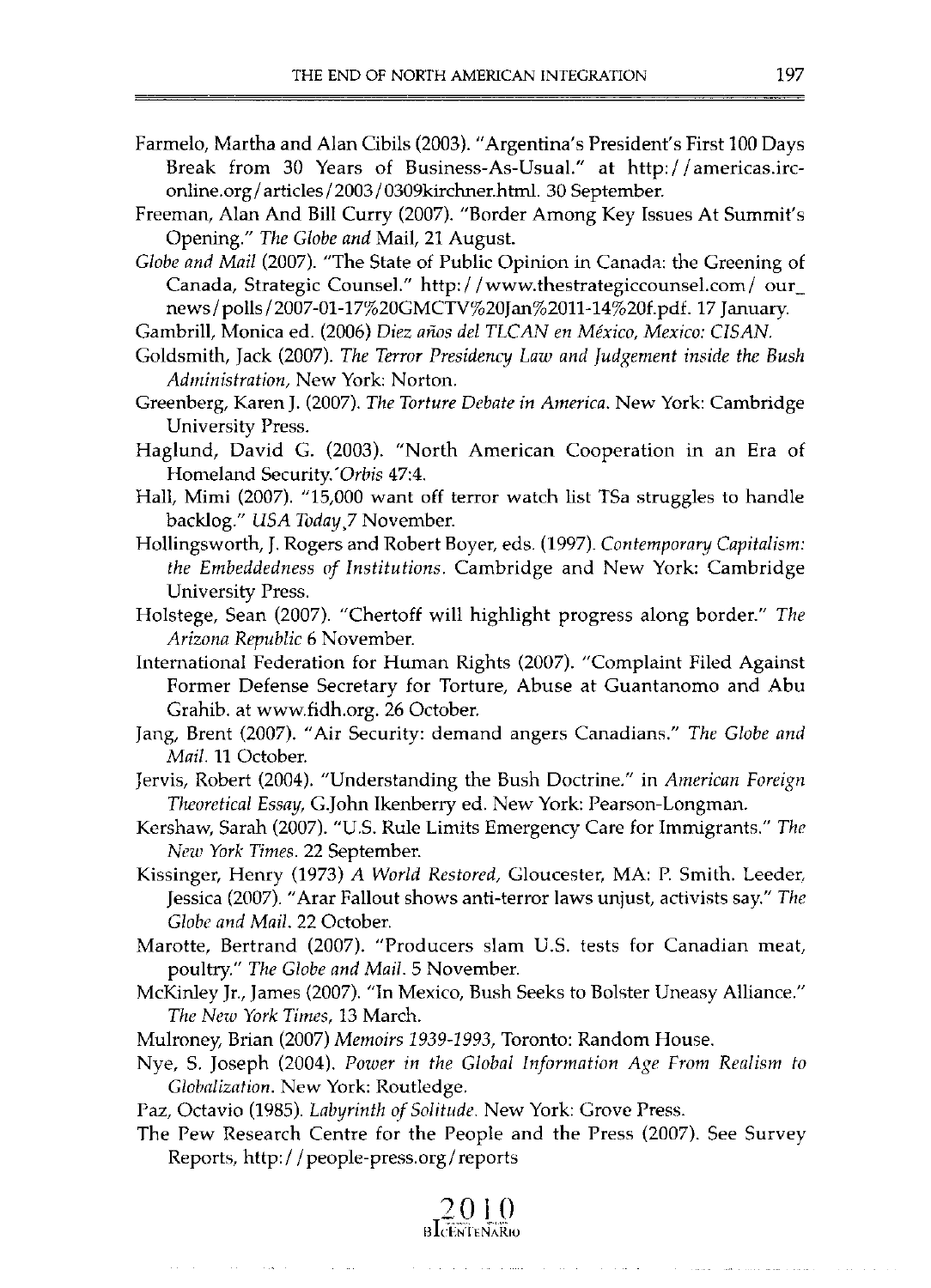Farmelo, Martha and Alan Cibils (2003). "Argentina's President's First 100 Days Break from 30 Years of Business-As-Usual." at http://americas.irc-online.org/articles/2003/0309kirchner.html. 30 September.

Freeman, Alan And Bill Curry (2007). "Border Among Key Issues At Summit's Opening." *The Globe and* Mail, 21 August.

*Globe and Mail* (2007). "The State of Public Opinion in Canada: the Greening of Canada, Strategic Counsel." http://www.thestrategiccounsel.com/our_news/polls/2007-01-17%20GMCTV%20Jan%2011-14%20f.pdf. 17 January.

Gambrill, Monica ed. (2006) *Diez años del TLCAN en México, Mexico: CISAN.*

Goldsmith, Jack (2007). *The Terror Presidency Law and Judgement inside the Bush Administration,* New York: Norton.

Greenberg, Karen J. (2007). *The Torture Debate in America.* New York: Cambridge University Press.

Haglund, David G. (2003). "North American Cooperation in an Era of Homeland Security.'*Orbis* 47:4.

Hall, Mimi (2007). "15,000 want off terror watch list TSa struggles to handle backlog." *USA Today*,7 November.

Hollingsworth, J. Rogers and Robert Boyer, eds. (1997). *Contemporary Capitalism: the Embeddedness of Institutions.* Cambridge and New York: Cambridge University Press.

Holstege, Sean (2007). "Chertoff will highlight progress along border." *The Arizona Republic* 6 November.

International Federation for Human Rights (2007). "Complaint Filed Against Former Defense Secretary for Torture, Abuse at Guantanomo and Abu Grahib. at www.fidh.org. 26 October.

Jang, Brent (2007). "Air Security: demand angers Canadians." *The Globe and Mail.* 11 October.

Jervis, Robert (2004). "Understanding the Bush Doctrine." in *American Foreign Theoretical Essay,* G.John Ikenberry ed. New York: Pearson-Longman.

Kershaw, Sarah (2007). "U.S. Rule Limits Emergency Care for Immigrants." *The New York Times.* 22 September.

Kissinger, Henry (1973) *A World Restored,* Gloucester, MA: P. Smith. Leeder, Jessica (2007). "Arar Fallout shows anti-terror laws unjust, activists say." *The Globe and Mail.* 22 October.

Marotte, Bertrand (2007). "Producers slam U.S. tests for Canadian meat, poultry." *The Globe and Mail.* 5 November.

McKinley Jr., James (2007). "In Mexico, Bush Seeks to Bolster Uneasy Alliance." *The New York Times,* 13 March.

Mulroney, Brian (2007) *Memoirs 1939-1993,* Toronto: Random House.

Nye, S. Joseph (2004). *Power in the Global Information Age From Realism to Globalization.* New York: Routledge.

Paz, Octavio (1985). *Labyrinth of Solitude.* New York: Grove Press.

The Pew Research Centre for the People and the Press (2007). See Survey Reports, http://people-press.org/reports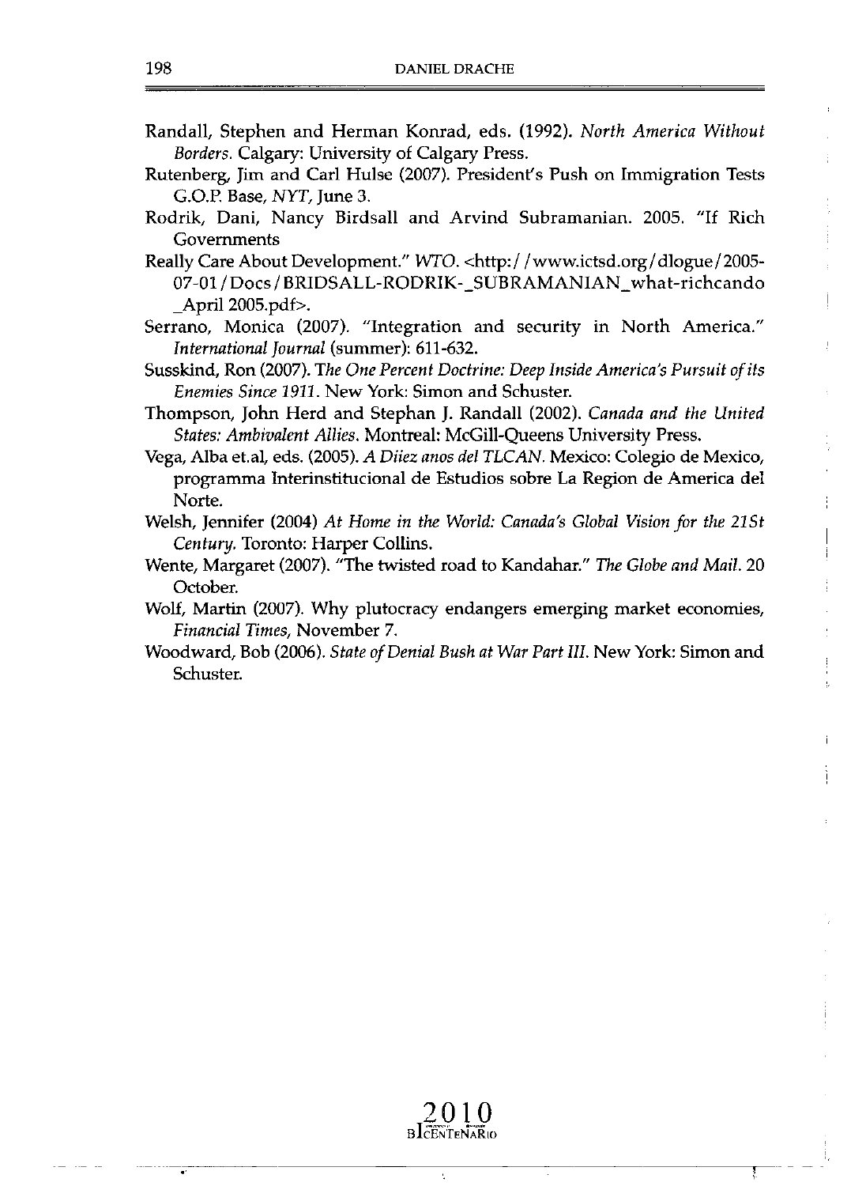Randall, Stephen and Herman Konrad, eds. (1992). *North America Without Borders*. Calgary: University of Calgary Press.

Rutenberg, Jim and Carl Hulse (2007). President's Push on Immigration Tests G.O.P. Base, *NYT*, June 3.

Rodrik, Dani, Nancy Birdsall and Arvind Subramanian. 2005. "If Rich Governments

Really Care About Development." *WTO*. <http://www.ictsd.org/dlogue/2005-07-01/Docs/BRIDSALL-RODRIK-_SUBRAMANIAN_what-richcando_April 2005.pdf>.

Serrano, Monica (2007). "Integration and security in North America." *International Journal* (summer): 611-632.

Susskind, Ron (2007). *The One Percent Doctrine: Deep Inside America's Pursuit of its Enemies Since 1911*. New York: Simon and Schuster.

Thompson, John Herd and Stephan J. Randall (2002). *Canada and the United States: Ambivalent Allies*. Montreal: McGill-Queens University Press.

Vega, Alba et.al, eds. (2005). *A Diiez anos del TLCAN*. Mexico: Colegio de Mexico, programma Interinstitucional de Estudios sobre La Region de America del Norte.

Welsh, Jennifer (2004) *At Home in the World: Canada's Global Vision for the 21St Century*. Toronto: Harper Collins.

Wente, Margaret (2007). "The twisted road to Kandahar." *The Globe and Mail*. 20 October.

Wolf, Martin (2007). Why plutocracy endangers emerging market economies, *Financial Times*, November 7.

Woodward, Bob (2006). *State of Denial Bush at War Part III*. New York: Simon and Schuster.